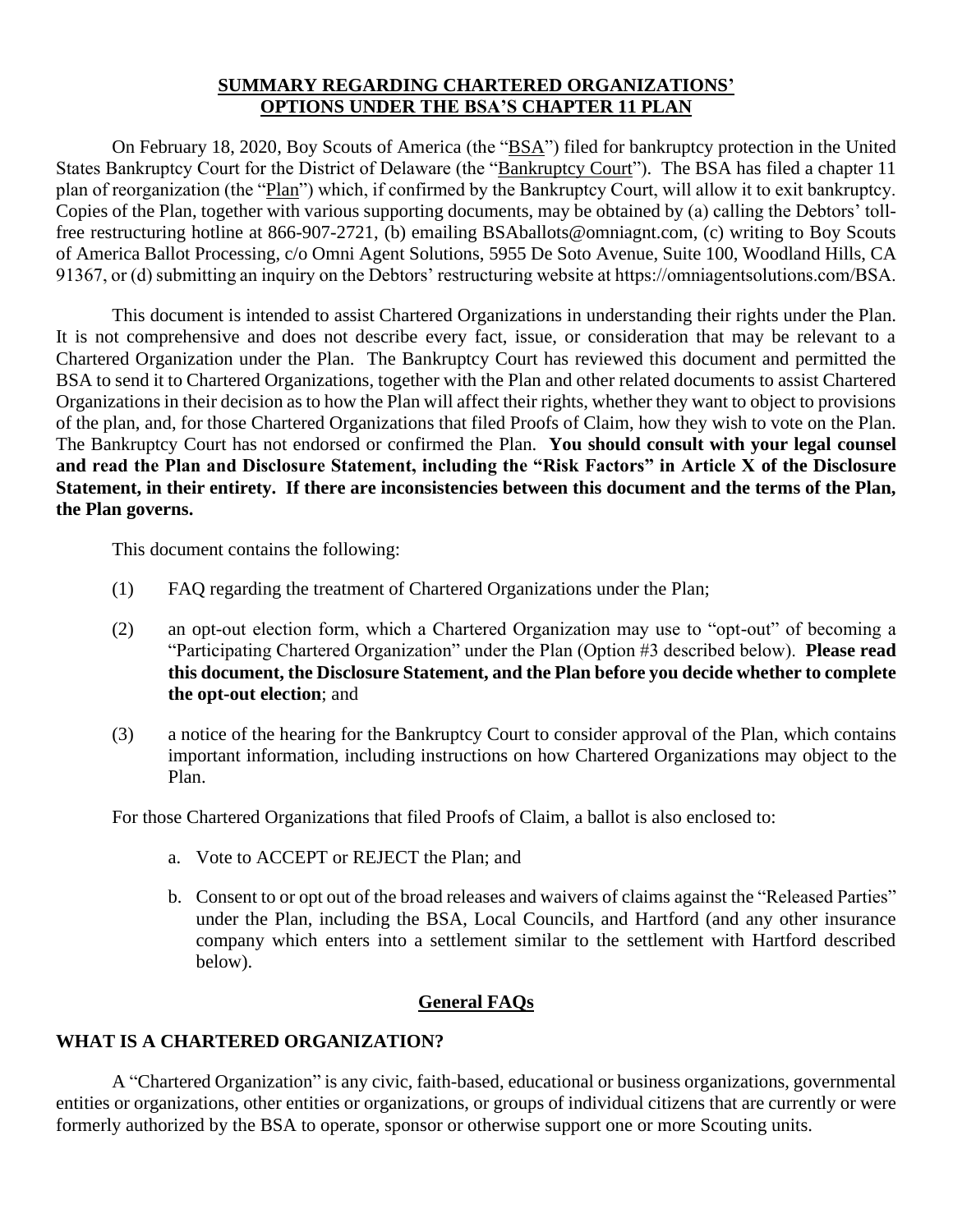# SUMMARY REGARDING CHARTERED ORGANIZATIONS' OPTIONS UNDER THE BSA'S CHAPTER 11 PLAN

On February 18, 2020, Boy Scouts of America (the "BSA") filed for bankruptcy protection in the United States Bankruptcy Court for the District of Delaware (the "Bankruptcy Court"). The BSA has filed a chapter 11 plan of reorganization (the "Plan") which, if confirmed by the Bankruptcy Court, will allow it to exit bankruptcy. Copies of the Plan, together with various supporting documents, may be obtained by (a) calling the Debtors' toll-free restructuring hotline at 866-907-2721, (b) emailing BSAballots@omniagnt.com, (c) writing to Boy Scouts of America Ballot Processing, c/o Omni Agent Solutions, 5955 De Soto Avenue, Suite 100, Woodland Hills, CA 91367, or (d) submitting an inquiry on the Debtors' restructuring website at https://omniagentsolutions.com/BSA.

This document is intended to assist Chartered Organizations in understanding their rights under the Plan. It is not comprehensive and does not describe every fact, issue, or consideration that may be relevant to a Chartered Organization under the Plan. The Bankruptcy Court has reviewed this document and permitted the BSA to send it to Chartered Organizations, together with the Plan and other related documents to assist Chartered Organizations in their decision as to how the Plan will affect their rights, whether they want to object to provisions of the plan, and, for those Chartered Organizations that filed Proofs of Claim, how they wish to vote on the Plan. The Bankruptcy Court has not endorsed or confirmed the Plan. **You should consult with your legal counsel and read the Plan and Disclosure Statement, including the "Risk Factors" in Article X of the Disclosure Statement, in their entirety. If there are inconsistencies between this document and the terms of the Plan, the Plan governs.**

This document contains the following:

(1) FAQ regarding the treatment of Chartered Organizations under the Plan;

(2) an opt-out election form, which a Chartered Organization may use to "opt-out" of becoming a "Participating Chartered Organization" under the Plan (Option #3 described below). **Please read this document, the Disclosure Statement, and the Plan before you decide whether to complete the opt-out election**; and

(3) a notice of the hearing for the Bankruptcy Court to consider approval of the Plan, which contains important information, including instructions on how Chartered Organizations may object to the Plan.

For those Chartered Organizations that filed Proofs of Claim, a ballot is also enclosed to:

a. Vote to ACCEPT or REJECT the Plan; and

b. Consent to or opt out of the broad releases and waivers of claims against the "Released Parties" under the Plan, including the BSA, Local Councils, and Hartford (and any other insurance company which enters into a settlement similar to the settlement with Hartford described below).

## General FAQs

### WHAT IS A CHARTERED ORGANIZATION?

A "Chartered Organization" is any civic, faith-based, educational or business organizations, governmental entities or organizations, other entities or organizations, or groups of individual citizens that are currently or were formerly authorized by the BSA to operate, sponsor or otherwise support one or more Scouting units.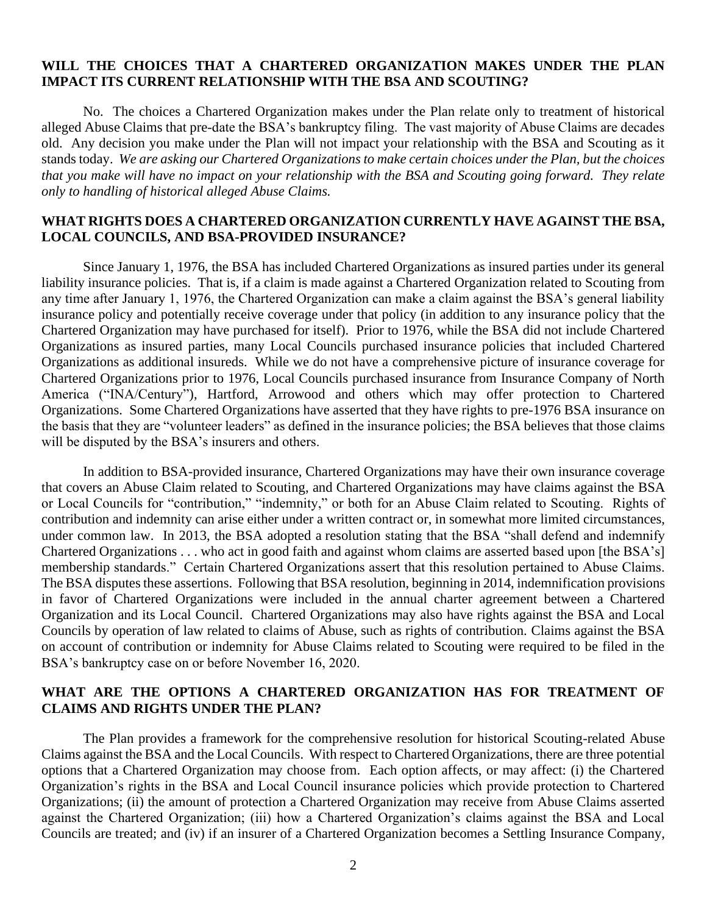**WILL THE CHOICES THAT A CHARTERED ORGANIZATION MAKES UNDER THE PLAN IMPACT ITS CURRENT RELATIONSHIP WITH THE BSA AND SCOUTING?**

No. The choices a Chartered Organization makes under the Plan relate only to treatment of historical alleged Abuse Claims that pre-date the BSA's bankruptcy filing. The vast majority of Abuse Claims are decades old. Any decision you make under the Plan will not impact your relationship with the BSA and Scouting as it stands today. *We are asking our Chartered Organizations to make certain choices under the Plan, but the choices that you make will have no impact on your relationship with the BSA and Scouting going forward. They relate only to handling of historical alleged Abuse Claims.*

**WHAT RIGHTS DOES A CHARTERED ORGANIZATION CURRENTLY HAVE AGAINST THE BSA, LOCAL COUNCILS, AND BSA-PROVIDED INSURANCE?**

Since January 1, 1976, the BSA has included Chartered Organizations as insured parties under its general liability insurance policies. That is, if a claim is made against a Chartered Organization related to Scouting from any time after January 1, 1976, the Chartered Organization can make a claim against the BSA's general liability insurance policy and potentially receive coverage under that policy (in addition to any insurance policy that the Chartered Organization may have purchased for itself). Prior to 1976, while the BSA did not include Chartered Organizations as insured parties, many Local Councils purchased insurance policies that included Chartered Organizations as additional insureds. While we do not have a comprehensive picture of insurance coverage for Chartered Organizations prior to 1976, Local Councils purchased insurance from Insurance Company of North America ("INA/Century"), Hartford, Arrowood and others which may offer protection to Chartered Organizations. Some Chartered Organizations have asserted that they have rights to pre-1976 BSA insurance on the basis that they are "volunteer leaders" as defined in the insurance policies; the BSA believes that those claims will be disputed by the BSA's insurers and others.

In addition to BSA-provided insurance, Chartered Organizations may have their own insurance coverage that covers an Abuse Claim related to Scouting, and Chartered Organizations may have claims against the BSA or Local Councils for "contribution," "indemnity," or both for an Abuse Claim related to Scouting. Rights of contribution and indemnity can arise either under a written contract or, in somewhat more limited circumstances, under common law. In 2013, the BSA adopted a resolution stating that the BSA "shall defend and indemnify Chartered Organizations . . . who act in good faith and against whom claims are asserted based upon [the BSA's] membership standards." Certain Chartered Organizations assert that this resolution pertained to Abuse Claims. The BSA disputes these assertions. Following that BSA resolution, beginning in 2014, indemnification provisions in favor of Chartered Organizations were included in the annual charter agreement between a Chartered Organization and its Local Council. Chartered Organizations may also have rights against the BSA and Local Councils by operation of law related to claims of Abuse, such as rights of contribution. Claims against the BSA on account of contribution or indemnity for Abuse Claims related to Scouting were required to be filed in the BSA's bankruptcy case on or before November 16, 2020.

**WHAT ARE THE OPTIONS A CHARTERED ORGANIZATION HAS FOR TREATMENT OF CLAIMS AND RIGHTS UNDER THE PLAN?**

The Plan provides a framework for the comprehensive resolution for historical Scouting-related Abuse Claims against the BSA and the Local Councils. With respect to Chartered Organizations, there are three potential options that a Chartered Organization may choose from. Each option affects, or may affect: (i) the Chartered Organization's rights in the BSA and Local Council insurance policies which provide protection to Chartered Organizations; (ii) the amount of protection a Chartered Organization may receive from Abuse Claims asserted against the Chartered Organization; (iii) how a Chartered Organization's claims against the BSA and Local Councils are treated; and (iv) if an insurer of a Chartered Organization becomes a Settling Insurance Company,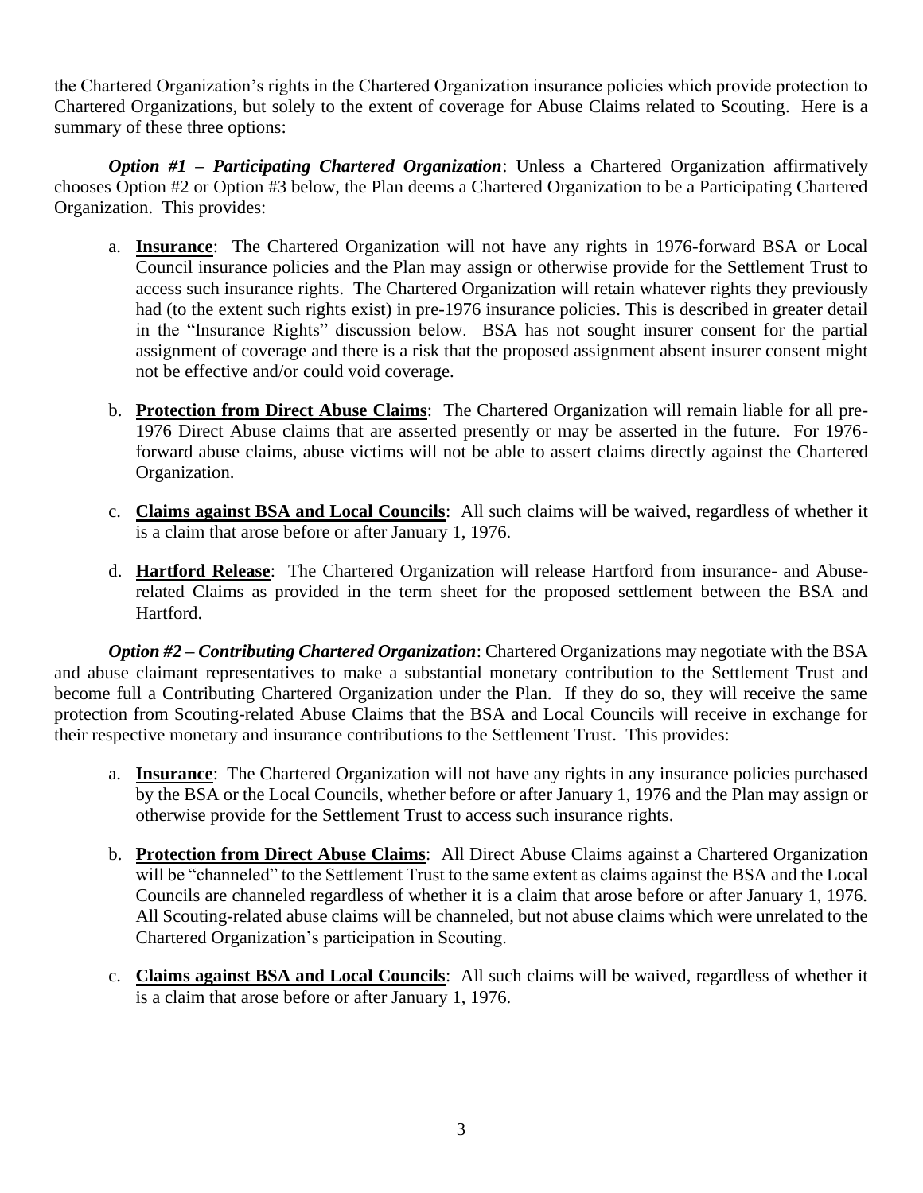the Chartered Organization's rights in the Chartered Organization insurance policies which provide protection to Chartered Organizations, but solely to the extent of coverage for Abuse Claims related to Scouting. Here is a summary of these three options:

***Option #1 – Participating Chartered Organization***: Unless a Chartered Organization affirmatively chooses Option #2 or Option #3 below, the Plan deems a Chartered Organization to be a Participating Chartered Organization. This provides:

a. **Insurance**: The Chartered Organization will not have any rights in 1976-forward BSA or Local Council insurance policies and the Plan may assign or otherwise provide for the Settlement Trust to access such insurance rights. The Chartered Organization will retain whatever rights they previously had (to the extent such rights exist) in pre-1976 insurance policies. This is described in greater detail in the "Insurance Rights" discussion below. BSA has not sought insurer consent for the partial assignment of coverage and there is a risk that the proposed assignment absent insurer consent might not be effective and/or could void coverage.

b. **Protection from Direct Abuse Claims**: The Chartered Organization will remain liable for all pre-1976 Direct Abuse claims that are asserted presently or may be asserted in the future. For 1976-forward abuse claims, abuse victims will not be able to assert claims directly against the Chartered Organization.

c. **Claims against BSA and Local Councils**: All such claims will be waived, regardless of whether it is a claim that arose before or after January 1, 1976.

d. **Hartford Release**: The Chartered Organization will release Hartford from insurance- and Abuse-related Claims as provided in the term sheet for the proposed settlement between the BSA and Hartford.

***Option #2 – Contributing Chartered Organization***: Chartered Organizations may negotiate with the BSA and abuse claimant representatives to make a substantial monetary contribution to the Settlement Trust and become full a Contributing Chartered Organization under the Plan. If they do so, they will receive the same protection from Scouting-related Abuse Claims that the BSA and Local Councils will receive in exchange for their respective monetary and insurance contributions to the Settlement Trust. This provides:

a. **Insurance**: The Chartered Organization will not have any rights in any insurance policies purchased by the BSA or the Local Councils, whether before or after January 1, 1976 and the Plan may assign or otherwise provide for the Settlement Trust to access such insurance rights.

b. **Protection from Direct Abuse Claims**: All Direct Abuse Claims against a Chartered Organization will be "channeled" to the Settlement Trust to the same extent as claims against the BSA and the Local Councils are channeled regardless of whether it is a claim that arose before or after January 1, 1976. All Scouting-related abuse claims will be channeled, but not abuse claims which were unrelated to the Chartered Organization's participation in Scouting.

c. **Claims against BSA and Local Councils**: All such claims will be waived, regardless of whether it is a claim that arose before or after January 1, 1976.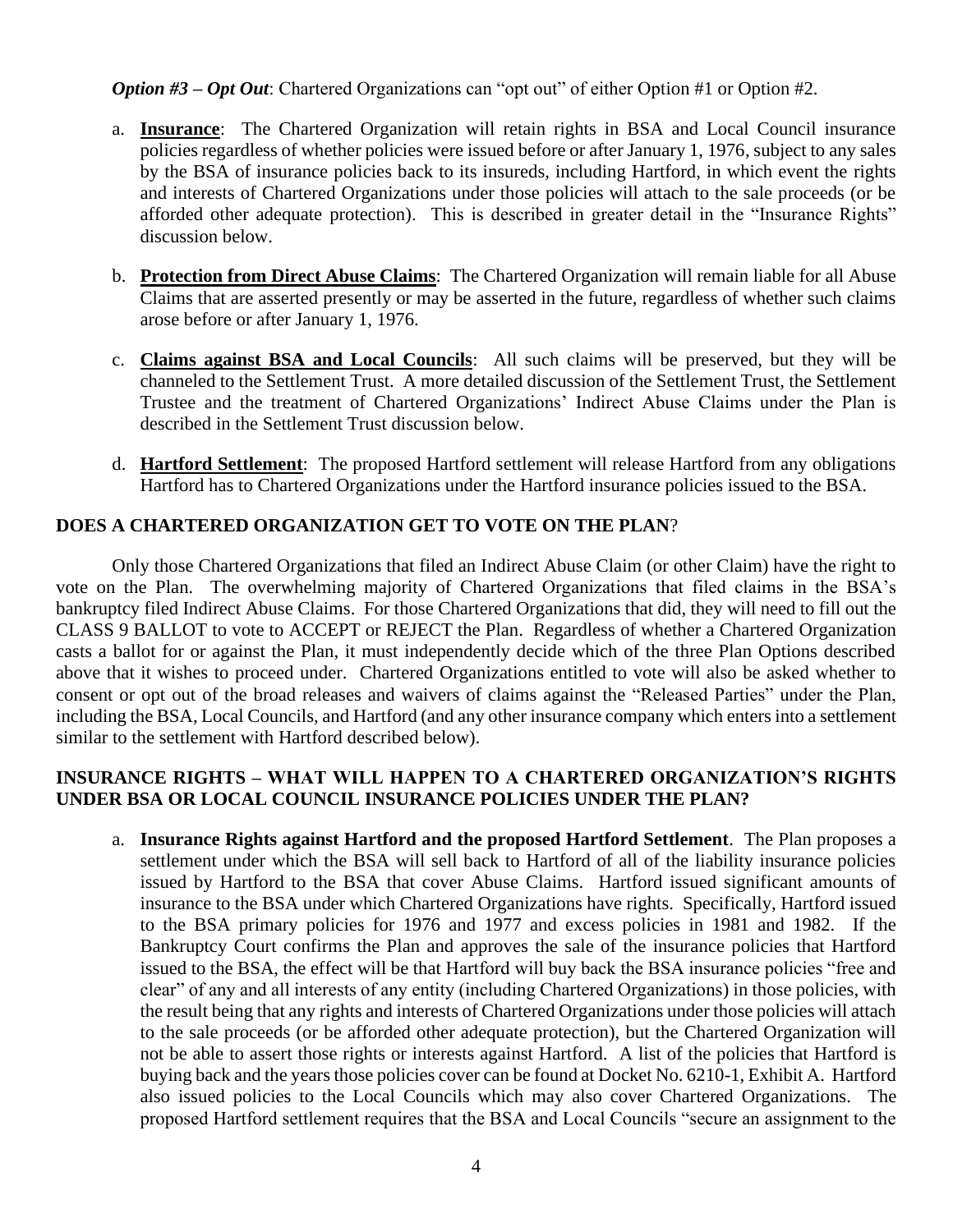***Option #3 – Opt Out***: Chartered Organizations can "opt out" of either Option #1 or Option #2.

a. **Insurance**: The Chartered Organization will retain rights in BSA and Local Council insurance policies regardless of whether policies were issued before or after January 1, 1976, subject to any sales by the BSA of insurance policies back to its insureds, including Hartford, in which event the rights and interests of Chartered Organizations under those policies will attach to the sale proceeds (or be afforded other adequate protection). This is described in greater detail in the "Insurance Rights" discussion below.

b. **Protection from Direct Abuse Claims**: The Chartered Organization will remain liable for all Abuse Claims that are asserted presently or may be asserted in the future, regardless of whether such claims arose before or after January 1, 1976.

c. **Claims against BSA and Local Councils**: All such claims will be preserved, but they will be channeled to the Settlement Trust. A more detailed discussion of the Settlement Trust, the Settlement Trustee and the treatment of Chartered Organizations' Indirect Abuse Claims under the Plan is described in the Settlement Trust discussion below.

d. **Hartford Settlement**: The proposed Hartford settlement will release Hartford from any obligations Hartford has to Chartered Organizations under the Hartford insurance policies issued to the BSA.

## DOES A CHARTERED ORGANIZATION GET TO VOTE ON THE PLAN?

Only those Chartered Organizations that filed an Indirect Abuse Claim (or other Claim) have the right to vote on the Plan. The overwhelming majority of Chartered Organizations that filed claims in the BSA's bankruptcy filed Indirect Abuse Claims. For those Chartered Organizations that did, they will need to fill out the CLASS 9 BALLOT to vote to ACCEPT or REJECT the Plan. Regardless of whether a Chartered Organization casts a ballot for or against the Plan, it must independently decide which of the three Plan Options described above that it wishes to proceed under. Chartered Organizations entitled to vote will also be asked whether to consent or opt out of the broad releases and waivers of claims against the "Released Parties" under the Plan, including the BSA, Local Councils, and Hartford (and any other insurance company which enters into a settlement similar to the settlement with Hartford described below).

## INSURANCE RIGHTS – WHAT WILL HAPPEN TO A CHARTERED ORGANIZATION'S RIGHTS UNDER BSA OR LOCAL COUNCIL INSURANCE POLICIES UNDER THE PLAN?

a. **Insurance Rights against Hartford and the proposed Hartford Settlement**. The Plan proposes a settlement under which the BSA will sell back to Hartford of all of the liability insurance policies issued by Hartford to the BSA that cover Abuse Claims. Hartford issued significant amounts of insurance to the BSA under which Chartered Organizations have rights. Specifically, Hartford issued to the BSA primary policies for 1976 and 1977 and excess policies in 1981 and 1982. If the Bankruptcy Court confirms the Plan and approves the sale of the insurance policies that Hartford issued to the BSA, the effect will be that Hartford will buy back the BSA insurance policies "free and clear" of any and all interests of any entity (including Chartered Organizations) in those policies, with the result being that any rights and interests of Chartered Organizations under those policies will attach to the sale proceeds (or be afforded other adequate protection), but the Chartered Organization will not be able to assert those rights or interests against Hartford. A list of the policies that Hartford is buying back and the years those policies cover can be found at Docket No. 6210-1, Exhibit A. Hartford also issued policies to the Local Councils which may also cover Chartered Organizations. The proposed Hartford settlement requires that the BSA and Local Councils "secure an assignment to the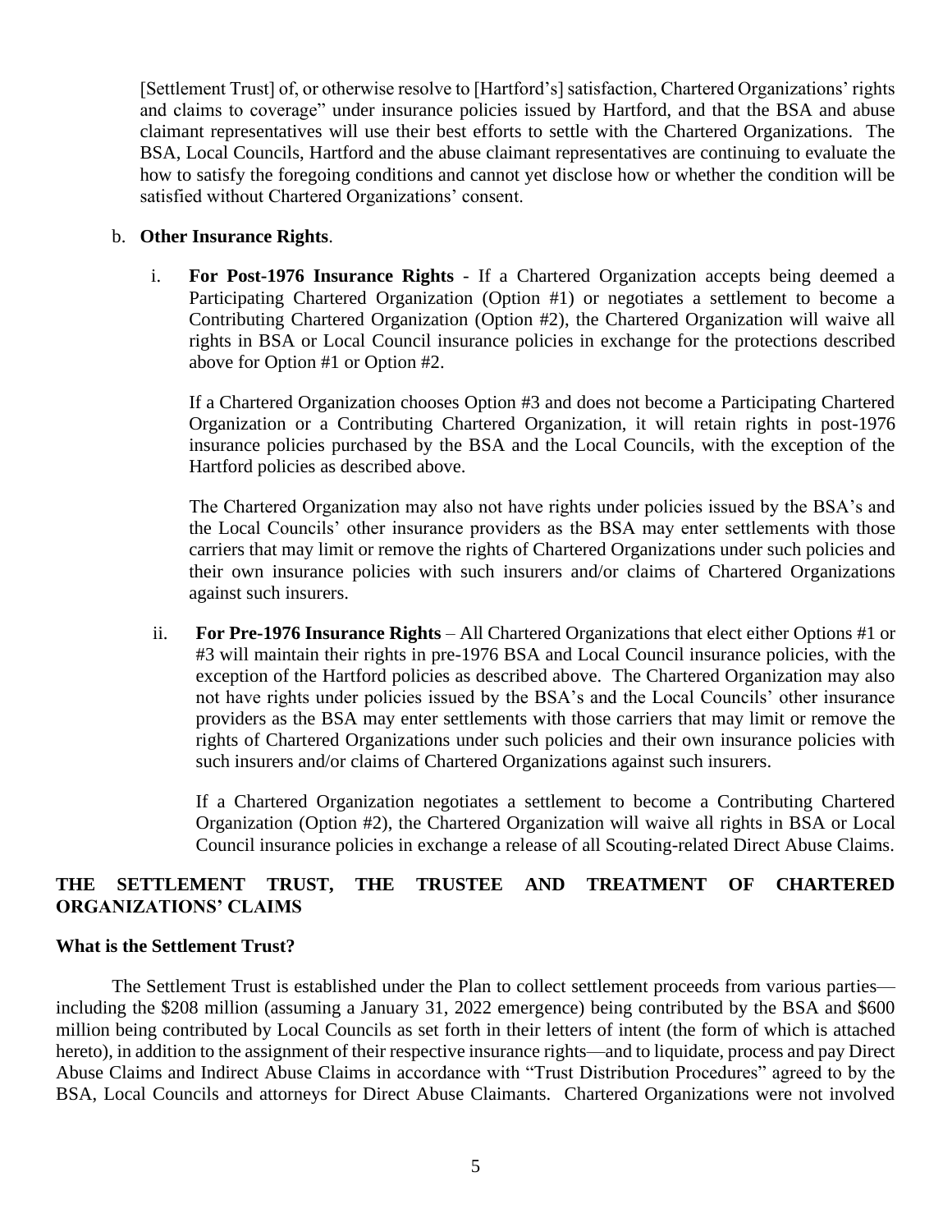[Settlement Trust] of, or otherwise resolve to [Hartford's] satisfaction, Chartered Organizations' rights and claims to coverage" under insurance policies issued by Hartford, and that the BSA and abuse claimant representatives will use their best efforts to settle with the Chartered Organizations. The BSA, Local Councils, Hartford and the abuse claimant representatives are continuing to evaluate the how to satisfy the foregoing conditions and cannot yet disclose how or whether the condition will be satisfied without Chartered Organizations' consent.

b. **Other Insurance Rights**.

i. **For Post-1976 Insurance Rights** - If a Chartered Organization accepts being deemed a Participating Chartered Organization (Option #1) or negotiates a settlement to become a Contributing Chartered Organization (Option #2), the Chartered Organization will waive all rights in BSA or Local Council insurance policies in exchange for the protections described above for Option #1 or Option #2.

If a Chartered Organization chooses Option #3 and does not become a Participating Chartered Organization or a Contributing Chartered Organization, it will retain rights in post-1976 insurance policies purchased by the BSA and the Local Councils, with the exception of the Hartford policies as described above.

The Chartered Organization may also not have rights under policies issued by the BSA's and the Local Councils' other insurance providers as the BSA may enter settlements with those carriers that may limit or remove the rights of Chartered Organizations under such policies and their own insurance policies with such insurers and/or claims of Chartered Organizations against such insurers.

ii. **For Pre-1976 Insurance Rights** – All Chartered Organizations that elect either Options #1 or #3 will maintain their rights in pre-1976 BSA and Local Council insurance policies, with the exception of the Hartford policies as described above. The Chartered Organization may also not have rights under policies issued by the BSA's and the Local Councils' other insurance providers as the BSA may enter settlements with those carriers that may limit or remove the rights of Chartered Organizations under such policies and their own insurance policies with such insurers and/or claims of Chartered Organizations against such insurers.

If a Chartered Organization negotiates a settlement to become a Contributing Chartered Organization (Option #2), the Chartered Organization will waive all rights in BSA or Local Council insurance policies in exchange a release of all Scouting-related Direct Abuse Claims.

## THE SETTLEMENT TRUST, THE TRUSTEE AND TREATMENT OF CHARTERED ORGANIZATIONS' CLAIMS

### What is the Settlement Trust?

The Settlement Trust is established under the Plan to collect settlement proceeds from various parties—including the $208 million (assuming a January 31, 2022 emergence) being contributed by the BSA and $600 million being contributed by Local Councils as set forth in their letters of intent (the form of which is attached hereto), in addition to the assignment of their respective insurance rights—and to liquidate, process and pay Direct Abuse Claims and Indirect Abuse Claims in accordance with "Trust Distribution Procedures" agreed to by the BSA, Local Councils and attorneys for Direct Abuse Claimants. Chartered Organizations were not involved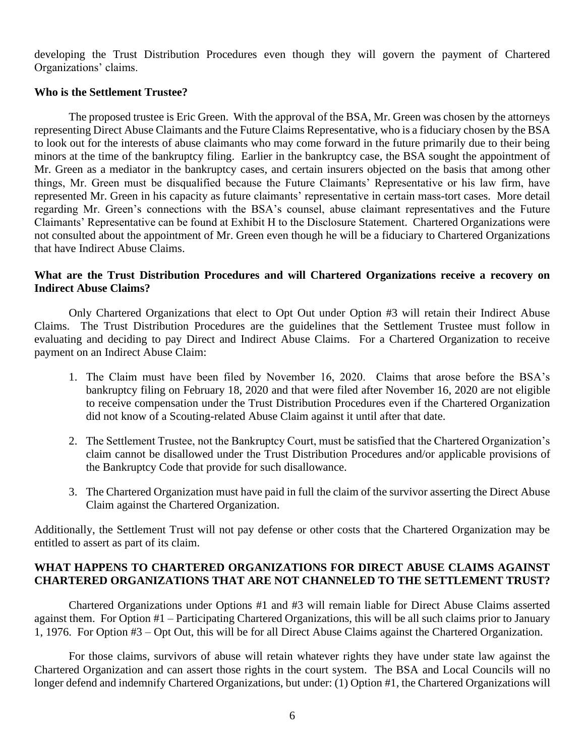developing the Trust Distribution Procedures even though they will govern the payment of Chartered Organizations' claims.

**Who is the Settlement Trustee?**

The proposed trustee is Eric Green. With the approval of the BSA, Mr. Green was chosen by the attorneys representing Direct Abuse Claimants and the Future Claims Representative, who is a fiduciary chosen by the BSA to look out for the interests of abuse claimants who may come forward in the future primarily due to their being minors at the time of the bankruptcy filing. Earlier in the bankruptcy case, the BSA sought the appointment of Mr. Green as a mediator in the bankruptcy cases, and certain insurers objected on the basis that among other things, Mr. Green must be disqualified because the Future Claimants' Representative or his law firm, have represented Mr. Green in his capacity as future claimants' representative in certain mass-tort cases. More detail regarding Mr. Green's connections with the BSA's counsel, abuse claimant representatives and the Future Claimants' Representative can be found at Exhibit H to the Disclosure Statement. Chartered Organizations were not consulted about the appointment of Mr. Green even though he will be a fiduciary to Chartered Organizations that have Indirect Abuse Claims.

**What are the Trust Distribution Procedures and will Chartered Organizations receive a recovery on Indirect Abuse Claims?**

Only Chartered Organizations that elect to Opt Out under Option #3 will retain their Indirect Abuse Claims. The Trust Distribution Procedures are the guidelines that the Settlement Trustee must follow in evaluating and deciding to pay Direct and Indirect Abuse Claims. For a Chartered Organization to receive payment on an Indirect Abuse Claim:

1. The Claim must have been filed by November 16, 2020. Claims that arose before the BSA's bankruptcy filing on February 18, 2020 and that were filed after November 16, 2020 are not eligible to receive compensation under the Trust Distribution Procedures even if the Chartered Organization did not know of a Scouting-related Abuse Claim against it until after that date.
2. The Settlement Trustee, not the Bankruptcy Court, must be satisfied that the Chartered Organization's claim cannot be disallowed under the Trust Distribution Procedures and/or applicable provisions of the Bankruptcy Code that provide for such disallowance.
3. The Chartered Organization must have paid in full the claim of the survivor asserting the Direct Abuse Claim against the Chartered Organization.

Additionally, the Settlement Trust will not pay defense or other costs that the Chartered Organization may be entitled to assert as part of its claim.

**WHAT HAPPENS TO CHARTERED ORGANIZATIONS FOR DIRECT ABUSE CLAIMS AGAINST CHARTERED ORGANIZATIONS THAT ARE NOT CHANNELED TO THE SETTLEMENT TRUST?**

Chartered Organizations under Options #1 and #3 will remain liable for Direct Abuse Claims asserted against them. For Option #1 – Participating Chartered Organizations, this will be all such claims prior to January 1, 1976. For Option #3 – Opt Out, this will be for all Direct Abuse Claims against the Chartered Organization.

For those claims, survivors of abuse will retain whatever rights they have under state law against the Chartered Organization and can assert those rights in the court system. The BSA and Local Councils will no longer defend and indemnify Chartered Organizations, but under: (1) Option #1, the Chartered Organizations will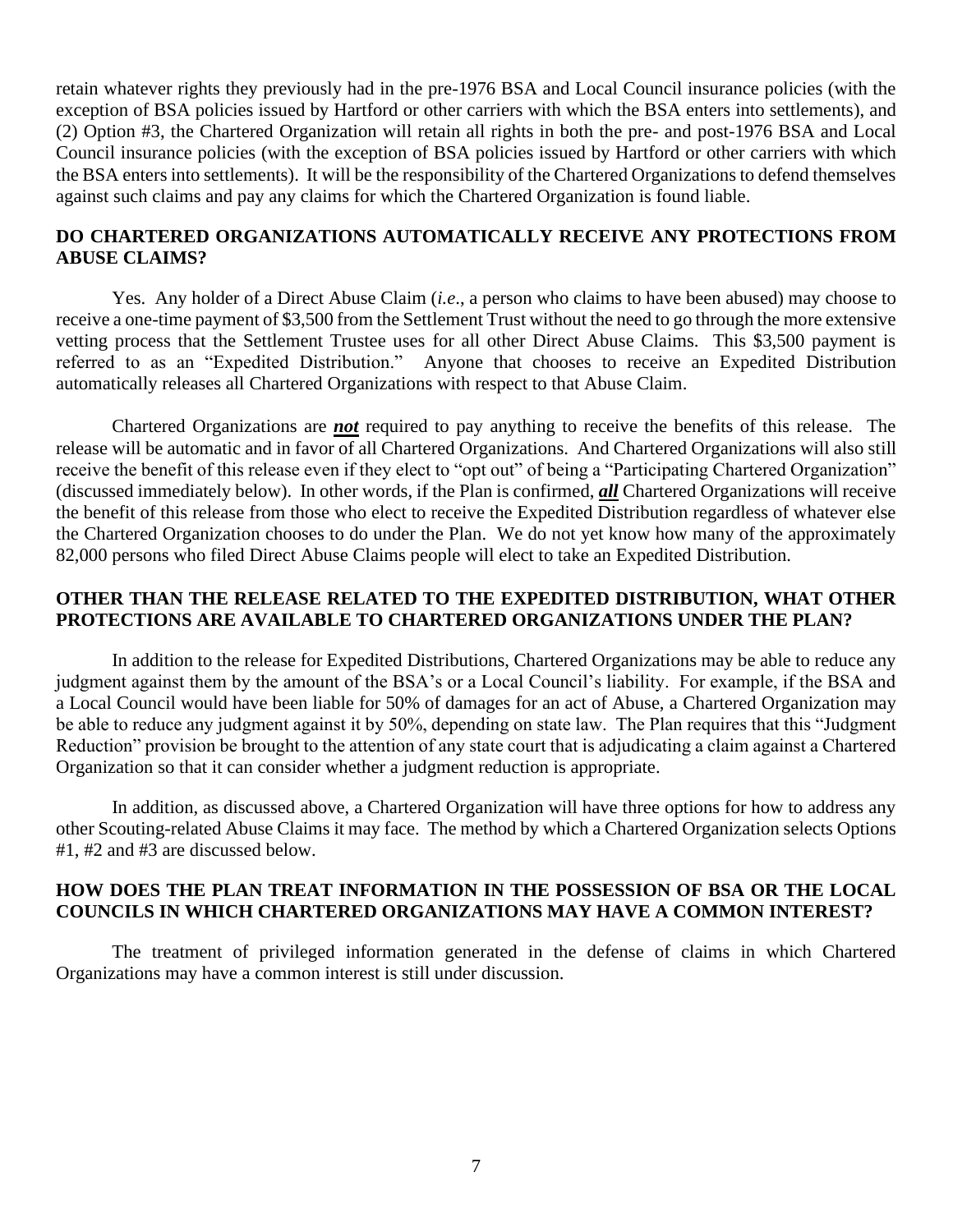retain whatever rights they previously had in the pre-1976 BSA and Local Council insurance policies (with the exception of BSA policies issued by Hartford or other carriers with which the BSA enters into settlements), and (2) Option #3, the Chartered Organization will retain all rights in both the pre- and post-1976 BSA and Local Council insurance policies (with the exception of BSA policies issued by Hartford or other carriers with which the BSA enters into settlements). It will be the responsibility of the Chartered Organizations to defend themselves against such claims and pay any claims for which the Chartered Organization is found liable.

## DO CHARTERED ORGANIZATIONS AUTOMATICALLY RECEIVE ANY PROTECTIONS FROM ABUSE CLAIMS?

Yes. Any holder of a Direct Abuse Claim (*i.e*., a person who claims to have been abused) may choose to receive a one-time payment of $3,500 from the Settlement Trust without the need to go through the more extensive vetting process that the Settlement Trustee uses for all other Direct Abuse Claims. This $3,500 payment is referred to as an "Expedited Distribution." Anyone that chooses to receive an Expedited Distribution automatically releases all Chartered Organizations with respect to that Abuse Claim.

Chartered Organizations are ***not*** required to pay anything to receive the benefits of this release. The release will be automatic and in favor of all Chartered Organizations. And Chartered Organizations will also still receive the benefit of this release even if they elect to "opt out" of being a "Participating Chartered Organization" (discussed immediately below). In other words, if the Plan is confirmed, ***all*** Chartered Organizations will receive the benefit of this release from those who elect to receive the Expedited Distribution regardless of whatever else the Chartered Organization chooses to do under the Plan. We do not yet know how many of the approximately 82,000 persons who filed Direct Abuse Claims people will elect to take an Expedited Distribution.

## OTHER THAN THE RELEASE RELATED TO THE EXPEDITED DISTRIBUTION, WHAT OTHER PROTECTIONS ARE AVAILABLE TO CHARTERED ORGANIZATIONS UNDER THE PLAN?

In addition to the release for Expedited Distributions, Chartered Organizations may be able to reduce any judgment against them by the amount of the BSA's or a Local Council's liability. For example, if the BSA and a Local Council would have been liable for 50% of damages for an act of Abuse, a Chartered Organization may be able to reduce any judgment against it by 50%, depending on state law. The Plan requires that this "Judgment Reduction" provision be brought to the attention of any state court that is adjudicating a claim against a Chartered Organization so that it can consider whether a judgment reduction is appropriate.

In addition, as discussed above, a Chartered Organization will have three options for how to address any other Scouting-related Abuse Claims it may face. The method by which a Chartered Organization selects Options #1, #2 and #3 are discussed below.

## HOW DOES THE PLAN TREAT INFORMATION IN THE POSSESSION OF BSA OR THE LOCAL COUNCILS IN WHICH CHARTERED ORGANIZATIONS MAY HAVE A COMMON INTEREST?

The treatment of privileged information generated in the defense of claims in which Chartered Organizations may have a common interest is still under discussion.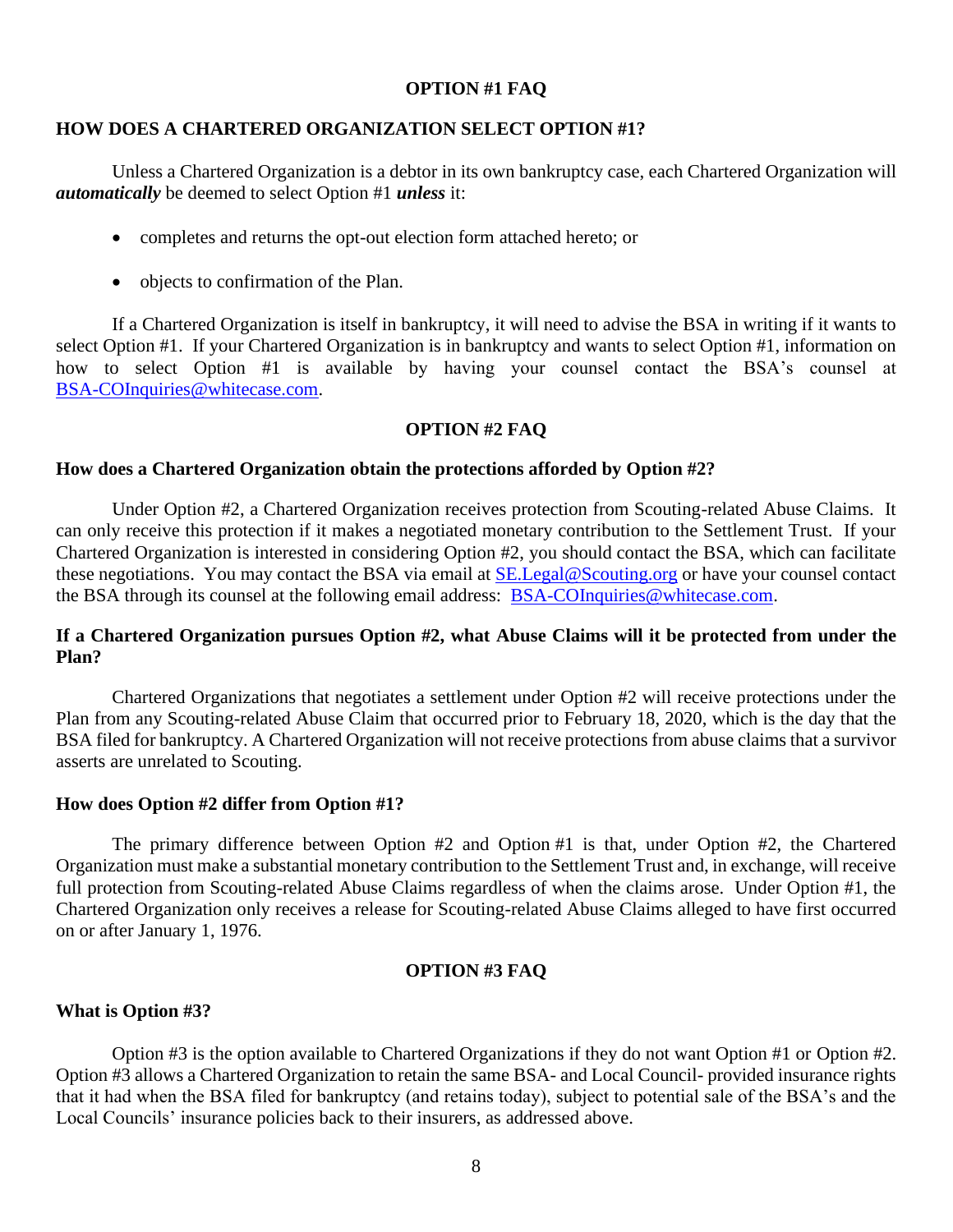## OPTION #1 FAQ

### HOW DOES A CHARTERED ORGANIZATION SELECT OPTION #1?

Unless a Chartered Organization is a debtor in its own bankruptcy case, each Chartered Organization will ***automatically*** be deemed to select Option #1 ***unless*** it:

- completes and returns the opt-out election form attached hereto; or
- objects to confirmation of the Plan.

If a Chartered Organization is itself in bankruptcy, it will need to advise the BSA in writing if it wants to select Option #1. If your Chartered Organization is in bankruptcy and wants to select Option #1, information on how to select Option #1 is available by having your counsel contact the BSA's counsel at BSA-COInquiries@whitecase.com.

## OPTION #2 FAQ

### How does a Chartered Organization obtain the protections afforded by Option #2?

Under Option #2, a Chartered Organization receives protection from Scouting-related Abuse Claims. It can only receive this protection if it makes a negotiated monetary contribution to the Settlement Trust. If your Chartered Organization is interested in considering Option #2, you should contact the BSA, which can facilitate these negotiations. You may contact the BSA via email at SE.Legal@Scouting.org or have your counsel contact the BSA through its counsel at the following email address: BSA-COInquiries@whitecase.com.

### If a Chartered Organization pursues Option #2, what Abuse Claims will it be protected from under the Plan?

Chartered Organizations that negotiates a settlement under Option #2 will receive protections under the Plan from any Scouting-related Abuse Claim that occurred prior to February 18, 2020, which is the day that the BSA filed for bankruptcy. A Chartered Organization will not receive protections from abuse claims that a survivor asserts are unrelated to Scouting.

### How does Option #2 differ from Option #1?

The primary difference between Option #2 and Option #1 is that, under Option #2, the Chartered Organization must make a substantial monetary contribution to the Settlement Trust and, in exchange, will receive full protection from Scouting-related Abuse Claims regardless of when the claims arose. Under Option #1, the Chartered Organization only receives a release for Scouting-related Abuse Claims alleged to have first occurred on or after January 1, 1976.

## OPTION #3 FAQ

### What is Option #3?

Option #3 is the option available to Chartered Organizations if they do not want Option #1 or Option #2. Option #3 allows a Chartered Organization to retain the same BSA- and Local Council- provided insurance rights that it had when the BSA filed for bankruptcy (and retains today), subject to potential sale of the BSA's and the Local Councils' insurance policies back to their insurers, as addressed above.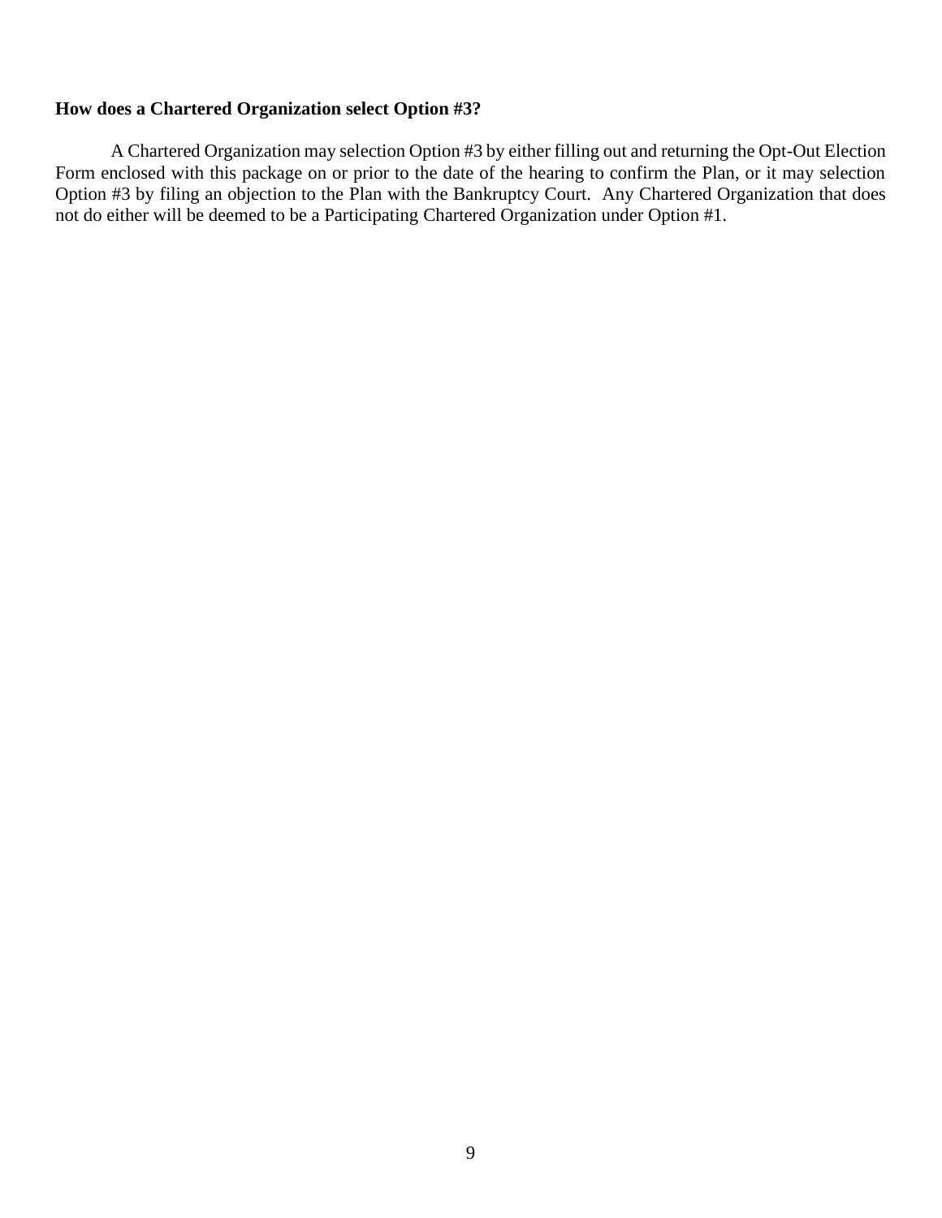**How does a Chartered Organization select Option #3?**

A Chartered Organization may selection Option #3 by either filling out and returning the Opt-Out Election Form enclosed with this package on or prior to the date of the hearing to confirm the Plan, or it may selection Option #3 by filing an objection to the Plan with the Bankruptcy Court. Any Chartered Organization that does not do either will be deemed to be a Participating Chartered Organization under Option #1.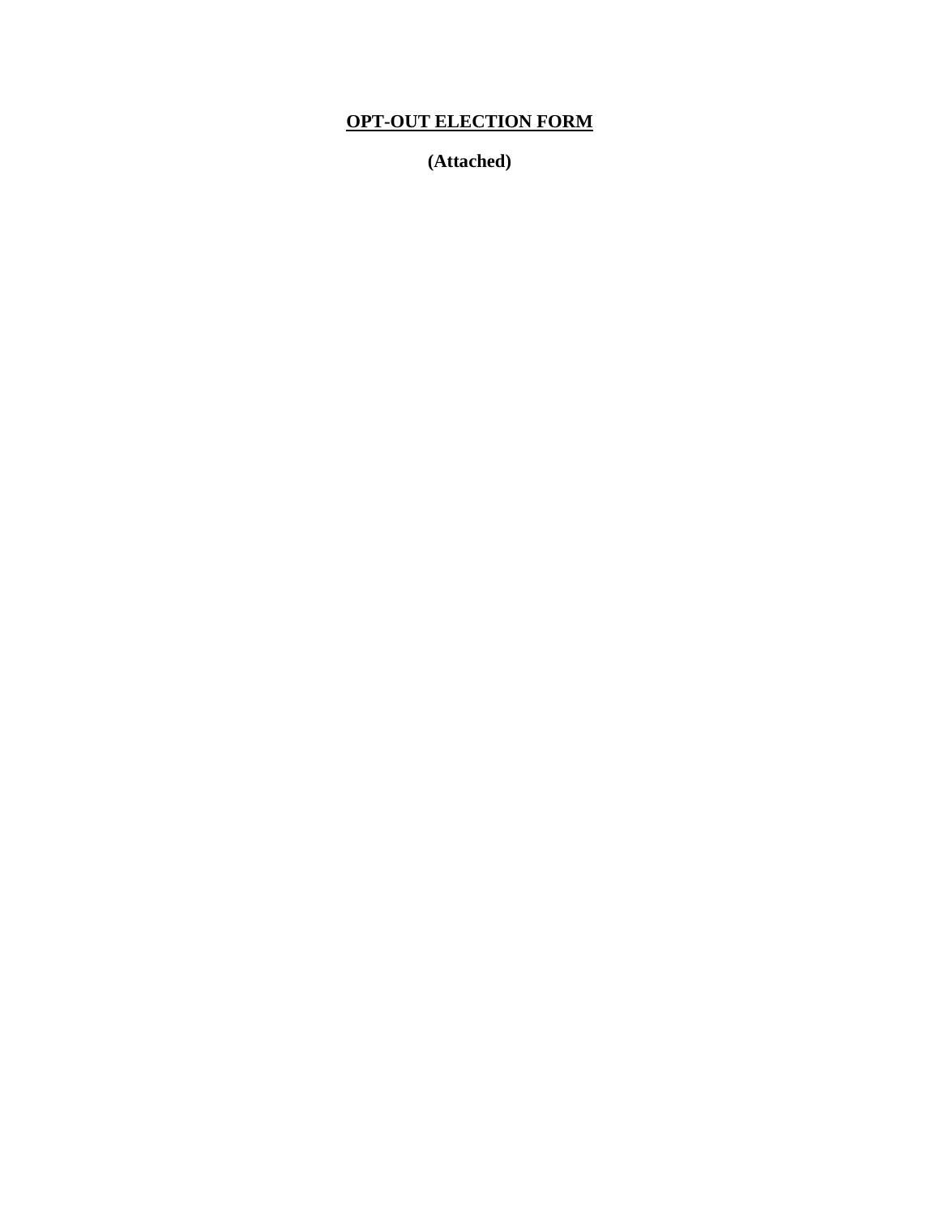# **OPT-OUT ELECTION FORM**

**(Attached)**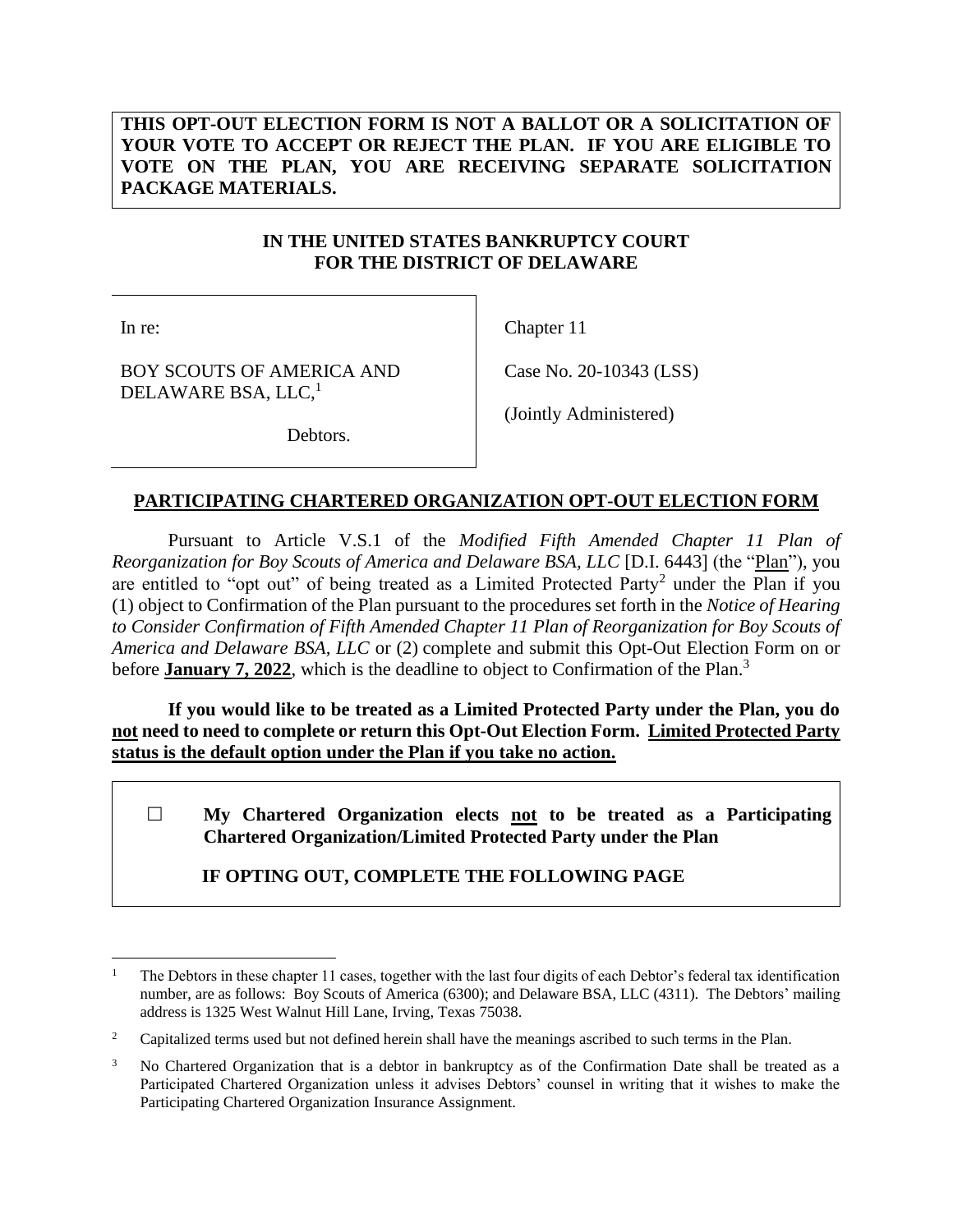**THIS OPT-OUT ELECTION FORM IS NOT A BALLOT OR A SOLICITATION OF YOUR VOTE TO ACCEPT OR REJECT THE PLAN. IF YOU ARE ELIGIBLE TO VOTE ON THE PLAN, YOU ARE RECEIVING SEPARATE SOLICITATION PACKAGE MATERIALS.**

**IN THE UNITED STATES BANKRUPTCY COURT**
**FOR THE DISTRICT OF DELAWARE**

| | |
|---|---|
| In re: | Chapter 11 |
| BOY SCOUTS OF AMERICA AND DELAWARE BSA, LLC,[1] | Case No. 20-10343 (LSS) |
| Debtors. | (Jointly Administered) |

**PARTICIPATING CHARTERED ORGANIZATION OPT-OUT ELECTION FORM**

Pursuant to Article V.S.1 of the *Modified Fifth Amended Chapter 11 Plan of Reorganization for Boy Scouts of America and Delaware BSA, LLC* [D.I. 6443] (the "Plan"), you are entitled to "opt out" of being treated as a Limited Protected Party[2] under the Plan if you (1) object to Confirmation of the Plan pursuant to the procedures set forth in the *Notice of Hearing to Consider Confirmation of Fifth Amended Chapter 11 Plan of Reorganization for Boy Scouts of America and Delaware BSA, LLC* or (2) complete and submit this Opt-Out Election Form on or before **January 7, 2022**, which is the deadline to object to Confirmation of the Plan.[3]

**If you would like to be treated as a Limited Protected Party under the Plan, you do not need to need to complete or return this Opt-Out Election Form. Limited Protected Party status is the default option under the Plan if you take no action.**

☐ **My Chartered Organization elects not to be treated as a Participating Chartered Organization/Limited Protected Party under the Plan**

**IF OPTING OUT, COMPLETE THE FOLLOWING PAGE**

---

[1] The Debtors in these chapter 11 cases, together with the last four digits of each Debtor's federal tax identification number, are as follows: Boy Scouts of America (6300); and Delaware BSA, LLC (4311). The Debtors' mailing address is 1325 West Walnut Hill Lane, Irving, Texas 75038.

[2] Capitalized terms used but not defined herein shall have the meanings ascribed to such terms in the Plan.

[3] No Chartered Organization that is a debtor in bankruptcy as of the Confirmation Date shall be treated as a Participated Chartered Organization unless it advises Debtors' counsel in writing that it wishes to make the Participating Chartered Organization Insurance Assignment.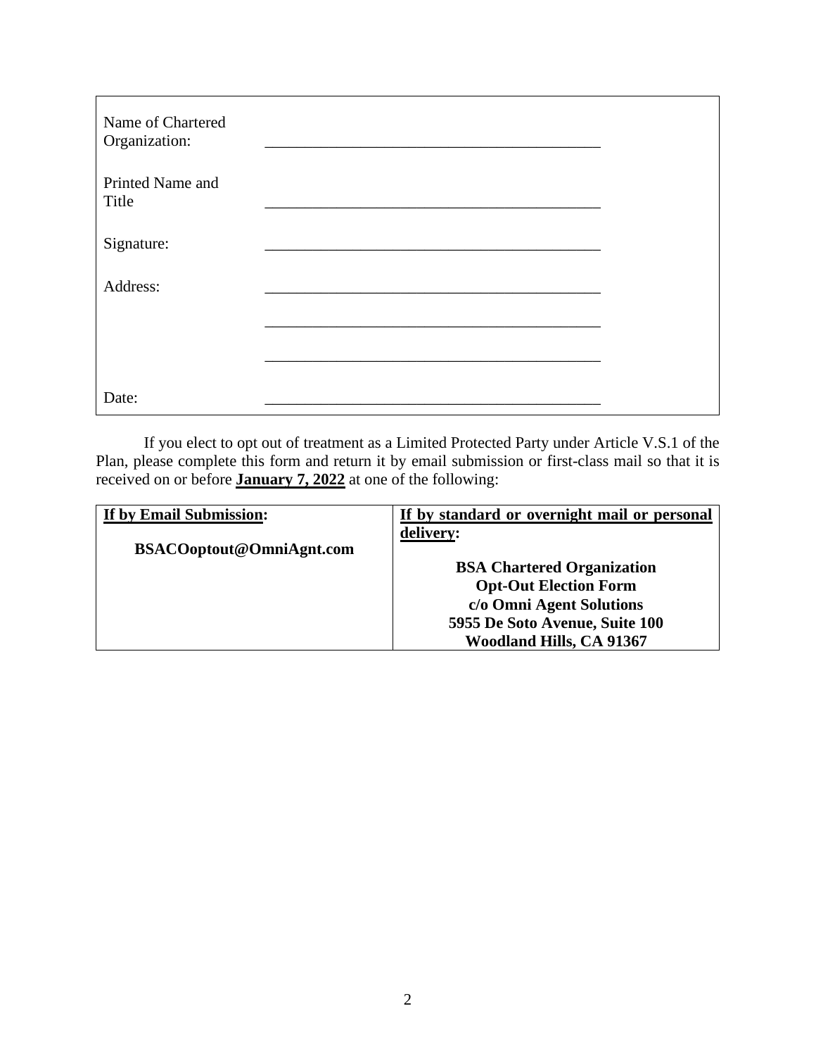| | |
|---|---|
| Name of Chartered Organization: | \_\_\_\_\_\_\_\_\_\_\_\_\_\_\_\_\_\_\_\_\_\_\_\_\_\_\_\_\_\_\_\_\_\_\_\_\_\_\_\_\_\_\_\_ |
| Printed Name and Title | \_\_\_\_\_\_\_\_\_\_\_\_\_\_\_\_\_\_\_\_\_\_\_\_\_\_\_\_\_\_\_\_\_\_\_\_\_\_\_\_\_\_\_\_ |
| Signature: | \_\_\_\_\_\_\_\_\_\_\_\_\_\_\_\_\_\_\_\_\_\_\_\_\_\_\_\_\_\_\_\_\_\_\_\_\_\_\_\_\_\_\_\_ |
| Address: | \_\_\_\_\_\_\_\_\_\_\_\_\_\_\_\_\_\_\_\_\_\_\_\_\_\_\_\_\_\_\_\_\_\_\_\_\_\_\_\_\_\_\_\_ |
| | \_\_\_\_\_\_\_\_\_\_\_\_\_\_\_\_\_\_\_\_\_\_\_\_\_\_\_\_\_\_\_\_\_\_\_\_\_\_\_\_\_\_\_\_ |
| | \_\_\_\_\_\_\_\_\_\_\_\_\_\_\_\_\_\_\_\_\_\_\_\_\_\_\_\_\_\_\_\_\_\_\_\_\_\_\_\_\_\_\_\_ |
| Date: | \_\_\_\_\_\_\_\_\_\_\_\_\_\_\_\_\_\_\_\_\_\_\_\_\_\_\_\_\_\_\_\_\_\_\_\_\_\_\_\_\_\_\_\_ |

If you elect to opt out of treatment as a Limited Protected Party under Article V.S.1 of the Plan, please complete this form and return it by email submission or first-class mail so that it is received on or before **January 7, 2022** at one of the following:

| **If by Email Submission:** | **If by standard or overnight mail or personal delivery:** |
|---|---|
| **BSACOoptout@OmniAgnt.com** | **BSA Chartered Organization**<br>**Opt-Out Election Form**<br>**c/o Omni Agent Solutions**<br>**5955 De Soto Avenue, Suite 100**<br>**Woodland Hills, CA 91367** |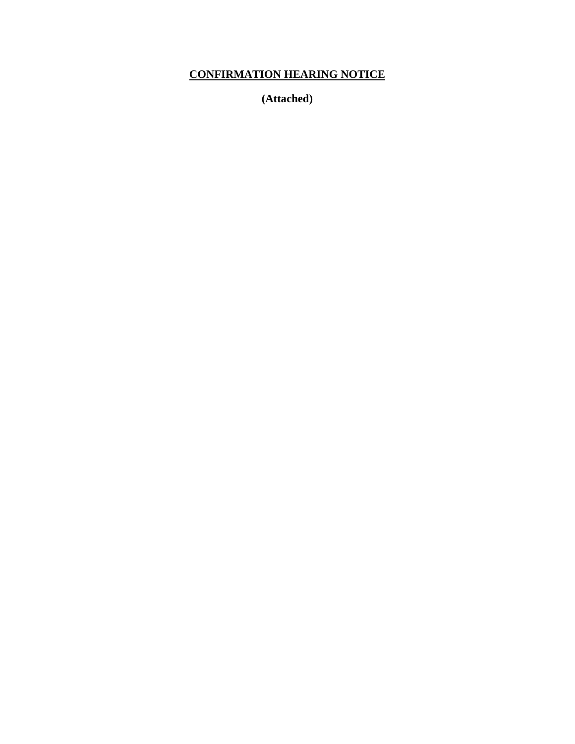# **CONFIRMATION HEARING NOTICE**

**(Attached)**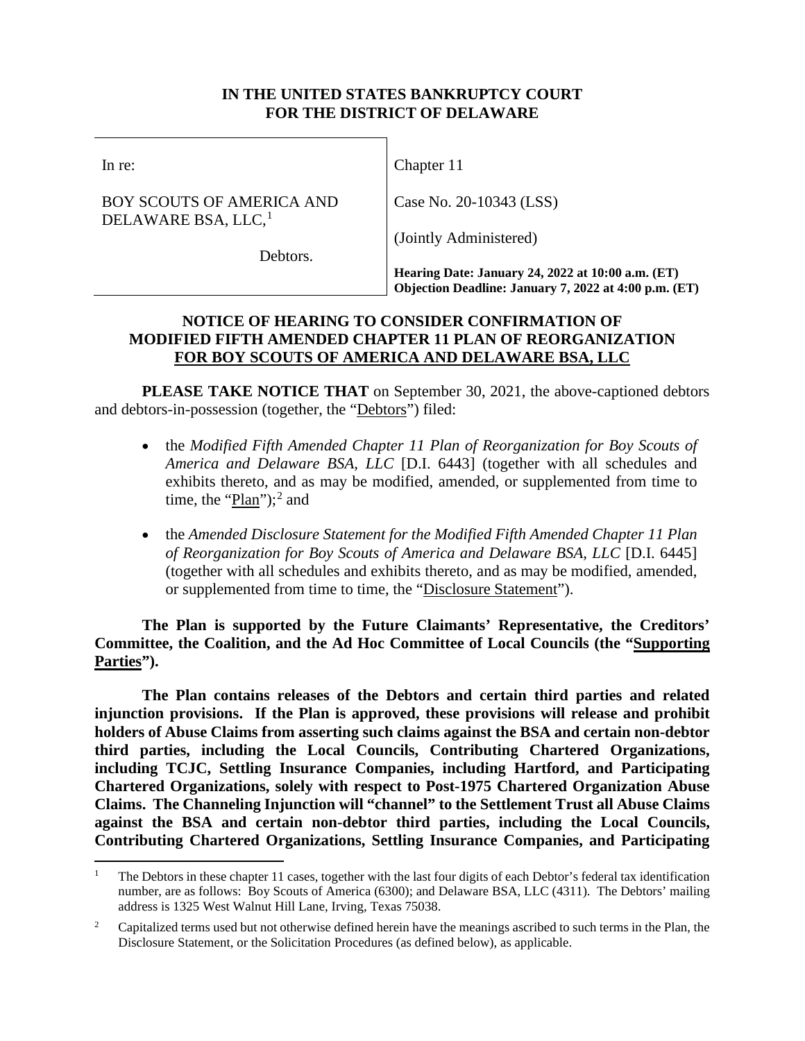**IN THE UNITED STATES BANKRUPTCY COURT**
**FOR THE DISTRICT OF DELAWARE**

| | |
|---|---|
| In re:<br><br>BOY SCOUTS OF AMERICA AND DELAWARE BSA, LLC,[1]<br><br>Debtors. | Chapter 11<br><br>Case No. 20-10343 (LSS)<br><br>(Jointly Administered)<br><br>**Hearing Date: January 24, 2022 at 10:00 a.m. (ET)**<br>**Objection Deadline: January 7, 2022 at 4:00 p.m. (ET)** |

**NOTICE OF HEARING TO CONSIDER CONFIRMATION OF MODIFIED FIFTH AMENDED CHAPTER 11 PLAN OF REORGANIZATION FOR BOY SCOUTS OF AMERICA AND DELAWARE BSA, LLC**

**PLEASE TAKE NOTICE THAT** on September 30, 2021, the above-captioned debtors and debtors-in-possession (together, the "Debtors") filed:

- the *Modified Fifth Amended Chapter 11 Plan of Reorganization for Boy Scouts of America and Delaware BSA, LLC* [D.I. 6443] (together with all schedules and exhibits thereto, and as may be modified, amended, or supplemented from time to time, the "Plan");[2] and
- the *Amended Disclosure Statement for the Modified Fifth Amended Chapter 11 Plan of Reorganization for Boy Scouts of America and Delaware BSA, LLC* [D.I. 6445] (together with all schedules and exhibits thereto, and as may be modified, amended, or supplemented from time to time, the "Disclosure Statement").

**The Plan is supported by the Future Claimants' Representative, the Creditors' Committee, the Coalition, and the Ad Hoc Committee of Local Councils (the "Supporting Parties").**

**The Plan contains releases of the Debtors and certain third parties and related injunction provisions. If the Plan is approved, these provisions will release and prohibit holders of Abuse Claims from asserting such claims against the BSA and certain non-debtor third parties, including the Local Councils, Contributing Chartered Organizations, including TCJC, Settling Insurance Companies, including Hartford, and Participating Chartered Organizations, solely with respect to Post-1975 Chartered Organization Abuse Claims. The Channeling Injunction will "channel" to the Settlement Trust all Abuse Claims against the BSA and certain non-debtor third parties, including the Local Councils, Contributing Chartered Organizations, Settling Insurance Companies, and Participating**

[1] The Debtors in these chapter 11 cases, together with the last four digits of each Debtor's federal tax identification number, are as follows: Boy Scouts of America (6300); and Delaware BSA, LLC (4311). The Debtors' mailing address is 1325 West Walnut Hill Lane, Irving, Texas 75038.

[2] Capitalized terms used but not otherwise defined herein have the meanings ascribed to such terms in the Plan, the Disclosure Statement, or the Solicitation Procedures (as defined below), as applicable.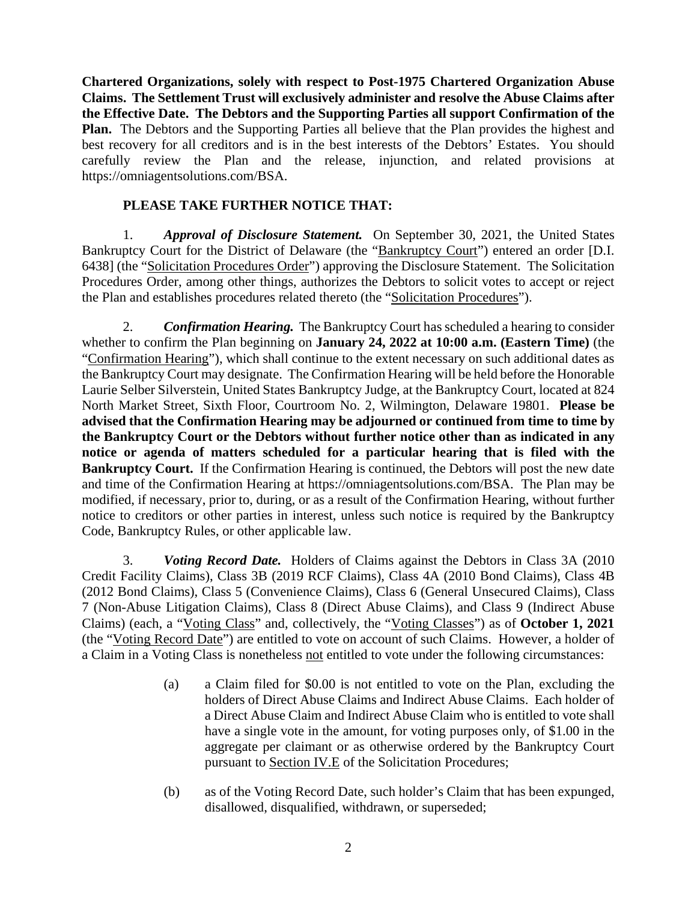**Chartered Organizations, solely with respect to Post-1975 Chartered Organization Abuse Claims. The Settlement Trust will exclusively administer and resolve the Abuse Claims after the Effective Date. The Debtors and the Supporting Parties all support Confirmation of the Plan.** The Debtors and the Supporting Parties all believe that the Plan provides the highest and best recovery for all creditors and is in the best interests of the Debtors' Estates. You should carefully review the Plan and the release, injunction, and related provisions at https://omniagentsolutions.com/BSA.

**PLEASE TAKE FURTHER NOTICE THAT:**

1. ***Approval of Disclosure Statement.*** On September 30, 2021, the United States Bankruptcy Court for the District of Delaware (the "Bankruptcy Court") entered an order [D.I. 6438] (the "Solicitation Procedures Order") approving the Disclosure Statement. The Solicitation Procedures Order, among other things, authorizes the Debtors to solicit votes to accept or reject the Plan and establishes procedures related thereto (the "Solicitation Procedures").

2. ***Confirmation Hearing.*** The Bankruptcy Court has scheduled a hearing to consider whether to confirm the Plan beginning on **January 24, 2022 at 10:00 a.m. (Eastern Time)** (the "Confirmation Hearing"), which shall continue to the extent necessary on such additional dates as the Bankruptcy Court may designate. The Confirmation Hearing will be held before the Honorable Laurie Selber Silverstein, United States Bankruptcy Judge, at the Bankruptcy Court, located at 824 North Market Street, Sixth Floor, Courtroom No. 2, Wilmington, Delaware 19801. **Please be advised that the Confirmation Hearing may be adjourned or continued from time to time by the Bankruptcy Court or the Debtors without further notice other than as indicated in any notice or agenda of matters scheduled for a particular hearing that is filed with the Bankruptcy Court.** If the Confirmation Hearing is continued, the Debtors will post the new date and time of the Confirmation Hearing at https://omniagentsolutions.com/BSA. The Plan may be modified, if necessary, prior to, during, or as a result of the Confirmation Hearing, without further notice to creditors or other parties in interest, unless such notice is required by the Bankruptcy Code, Bankruptcy Rules, or other applicable law.

3. ***Voting Record Date.*** Holders of Claims against the Debtors in Class 3A (2010 Credit Facility Claims), Class 3B (2019 RCF Claims), Class 4A (2010 Bond Claims), Class 4B (2012 Bond Claims), Class 5 (Convenience Claims), Class 6 (General Unsecured Claims), Class 7 (Non-Abuse Litigation Claims), Class 8 (Direct Abuse Claims), and Class 9 (Indirect Abuse Claims) (each, a "Voting Class" and, collectively, the "Voting Classes") as of **October 1, 2021** (the "Voting Record Date") are entitled to vote on account of such Claims. However, a holder of a Claim in a Voting Class is nonetheless not entitled to vote under the following circumstances:

(a) a Claim filed for $0.00 is not entitled to vote on the Plan, excluding the holders of Direct Abuse Claims and Indirect Abuse Claims. Each holder of a Direct Abuse Claim and Indirect Abuse Claim who is entitled to vote shall have a single vote in the amount, for voting purposes only, of $1.00 in the aggregate per claimant or as otherwise ordered by the Bankruptcy Court pursuant to Section IV.E of the Solicitation Procedures;

(b) as of the Voting Record Date, such holder's Claim that has been expunged, disallowed, disqualified, withdrawn, or superseded;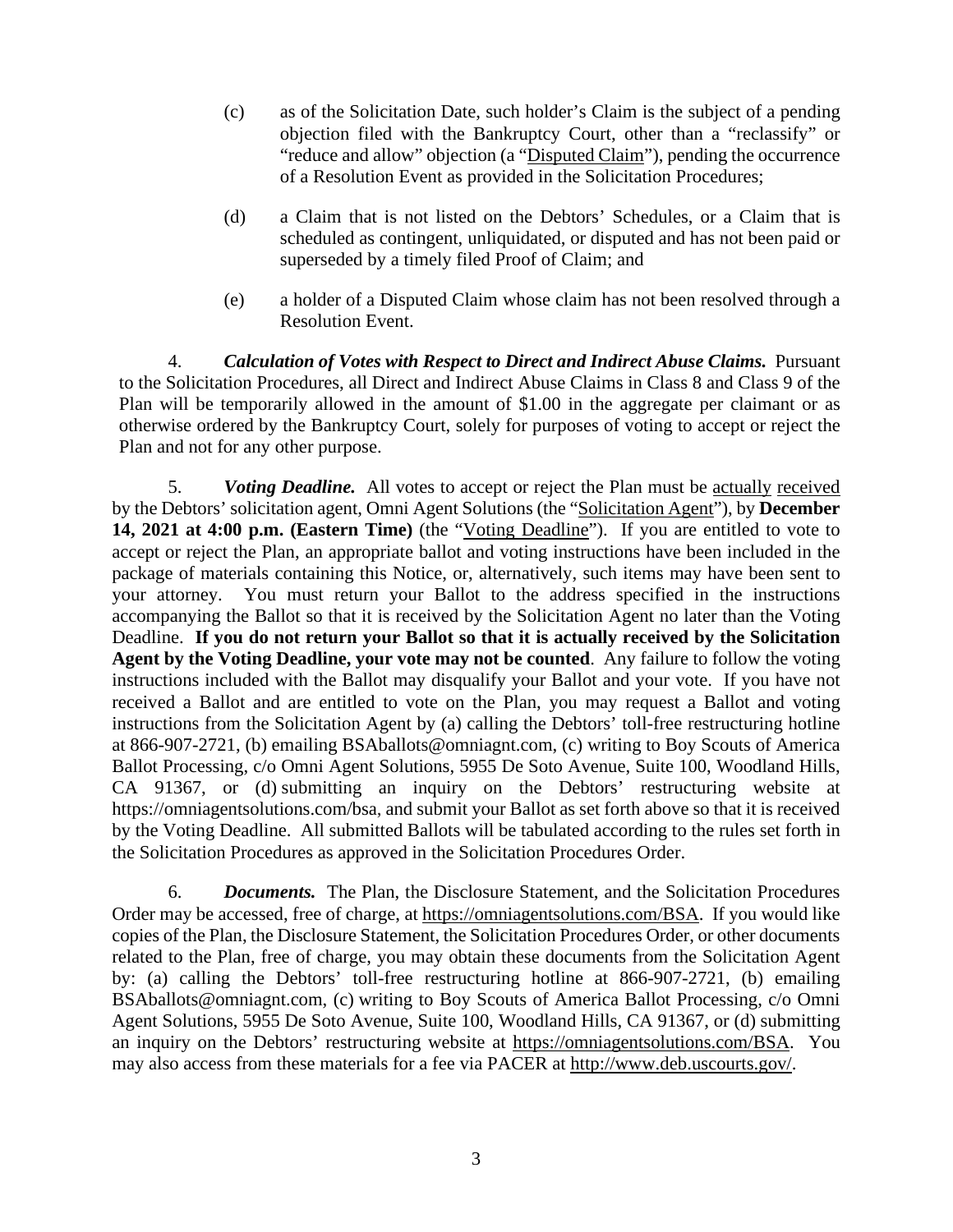(c) as of the Solicitation Date, such holder's Claim is the subject of a pending objection filed with the Bankruptcy Court, other than a "reclassify" or "reduce and allow" objection (a "Disputed Claim"), pending the occurrence of a Resolution Event as provided in the Solicitation Procedures;

(d) a Claim that is not listed on the Debtors' Schedules, or a Claim that is scheduled as contingent, unliquidated, or disputed and has not been paid or superseded by a timely filed Proof of Claim; and

(e) a holder of a Disputed Claim whose claim has not been resolved through a Resolution Event.

4. ***Calculation of Votes with Respect to Direct and Indirect Abuse Claims.*** Pursuant to the Solicitation Procedures, all Direct and Indirect Abuse Claims in Class 8 and Class 9 of the Plan will be temporarily allowed in the amount of $1.00 in the aggregate per claimant or as otherwise ordered by the Bankruptcy Court, solely for purposes of voting to accept or reject the Plan and not for any other purpose.

5. ***Voting Deadline.*** All votes to accept or reject the Plan must be actually received by the Debtors' solicitation agent, Omni Agent Solutions (the "Solicitation Agent"), by **December 14, 2021 at 4:00 p.m. (Eastern Time)** (the "Voting Deadline"). If you are entitled to vote to accept or reject the Plan, an appropriate ballot and voting instructions have been included in the package of materials containing this Notice, or, alternatively, such items may have been sent to your attorney. You must return your Ballot to the address specified in the instructions accompanying the Ballot so that it is received by the Solicitation Agent no later than the Voting Deadline. **If you do not return your Ballot so that it is actually received by the Solicitation Agent by the Voting Deadline, your vote may not be counted**. Any failure to follow the voting instructions included with the Ballot may disqualify your Ballot and your vote. If you have not received a Ballot and are entitled to vote on the Plan, you may request a Ballot and voting instructions from the Solicitation Agent by (a) calling the Debtors' toll-free restructuring hotline at 866-907-2721, (b) emailing BSAballots@omniagnt.com, (c) writing to Boy Scouts of America Ballot Processing, c/o Omni Agent Solutions, 5955 De Soto Avenue, Suite 100, Woodland Hills, CA 91367, or (d) submitting an inquiry on the Debtors' restructuring website at https://omniagentsolutions.com/bsa, and submit your Ballot as set forth above so that it is received by the Voting Deadline. All submitted Ballots will be tabulated according to the rules set forth in the Solicitation Procedures as approved in the Solicitation Procedures Order.

6. ***Documents.*** The Plan, the Disclosure Statement, and the Solicitation Procedures Order may be accessed, free of charge, at https://omniagentsolutions.com/BSA. If you would like copies of the Plan, the Disclosure Statement, the Solicitation Procedures Order, or other documents related to the Plan, free of charge, you may obtain these documents from the Solicitation Agent by: (a) calling the Debtors' toll-free restructuring hotline at 866-907-2721, (b) emailing BSAballots@omniagnt.com, (c) writing to Boy Scouts of America Ballot Processing, c/o Omni Agent Solutions, 5955 De Soto Avenue, Suite 100, Woodland Hills, CA 91367, or (d) submitting an inquiry on the Debtors' restructuring website at https://omniagentsolutions.com/BSA. You may also access from these materials for a fee via PACER at http://www.deb.uscourts.gov/.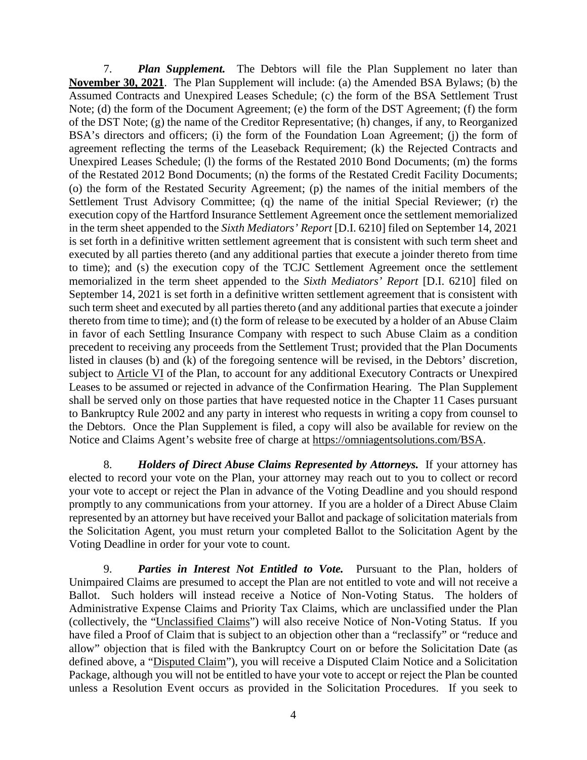7. ***Plan Supplement.*** The Debtors will file the Plan Supplement no later than **November 30, 2021**. The Plan Supplement will include: (a) the Amended BSA Bylaws; (b) the Assumed Contracts and Unexpired Leases Schedule; (c) the form of the BSA Settlement Trust Note; (d) the form of the Document Agreement; (e) the form of the DST Agreement; (f) the form of the DST Note; (g) the name of the Creditor Representative; (h) changes, if any, to Reorganized BSA's directors and officers; (i) the form of the Foundation Loan Agreement; (j) the form of agreement reflecting the terms of the Leaseback Requirement; (k) the Rejected Contracts and Unexpired Leases Schedule; (l) the forms of the Restated 2010 Bond Documents; (m) the forms of the Restated 2012 Bond Documents; (n) the forms of the Restated Credit Facility Documents; (o) the form of the Restated Security Agreement; (p) the names of the initial members of the Settlement Trust Advisory Committee; (q) the name of the initial Special Reviewer; (r) the execution copy of the Hartford Insurance Settlement Agreement once the settlement memorialized in the term sheet appended to the *Sixth Mediators' Report* [D.I. 6210] filed on September 14, 2021 is set forth in a definitive written settlement agreement that is consistent with such term sheet and executed by all parties thereto (and any additional parties that execute a joinder thereto from time to time); and (s) the execution copy of the TCJC Settlement Agreement once the settlement memorialized in the term sheet appended to the *Sixth Mediators' Report* [D.I. 6210] filed on September 14, 2021 is set forth in a definitive written settlement agreement that is consistent with such term sheet and executed by all parties thereto (and any additional parties that execute a joinder thereto from time to time); and (t) the form of release to be executed by a holder of an Abuse Claim in favor of each Settling Insurance Company with respect to such Abuse Claim as a condition precedent to receiving any proceeds from the Settlement Trust; provided that the Plan Documents listed in clauses (b) and (k) of the foregoing sentence will be revised, in the Debtors' discretion, subject to Article VI of the Plan, to account for any additional Executory Contracts or Unexpired Leases to be assumed or rejected in advance of the Confirmation Hearing. The Plan Supplement shall be served only on those parties that have requested notice in the Chapter 11 Cases pursuant to Bankruptcy Rule 2002 and any party in interest who requests in writing a copy from counsel to the Debtors. Once the Plan Supplement is filed, a copy will also be available for review on the Notice and Claims Agent's website free of charge at https://omniagentsolutions.com/BSA.

8. ***Holders of Direct Abuse Claims Represented by Attorneys.*** If your attorney has elected to record your vote on the Plan, your attorney may reach out to you to collect or record your vote to accept or reject the Plan in advance of the Voting Deadline and you should respond promptly to any communications from your attorney. If you are a holder of a Direct Abuse Claim represented by an attorney but have received your Ballot and package of solicitation materials from the Solicitation Agent, you must return your completed Ballot to the Solicitation Agent by the Voting Deadline in order for your vote to count.

9. ***Parties in Interest Not Entitled to Vote.*** Pursuant to the Plan, holders of Unimpaired Claims are presumed to accept the Plan are not entitled to vote and will not receive a Ballot. Such holders will instead receive a Notice of Non-Voting Status. The holders of Administrative Expense Claims and Priority Tax Claims, which are unclassified under the Plan (collectively, the "Unclassified Claims") will also receive Notice of Non-Voting Status. If you have filed a Proof of Claim that is subject to an objection other than a "reclassify" or "reduce and allow" objection that is filed with the Bankruptcy Court on or before the Solicitation Date (as defined above, a "Disputed Claim"), you will receive a Disputed Claim Notice and a Solicitation Package, although you will not be entitled to have your vote to accept or reject the Plan be counted unless a Resolution Event occurs as provided in the Solicitation Procedures. If you seek to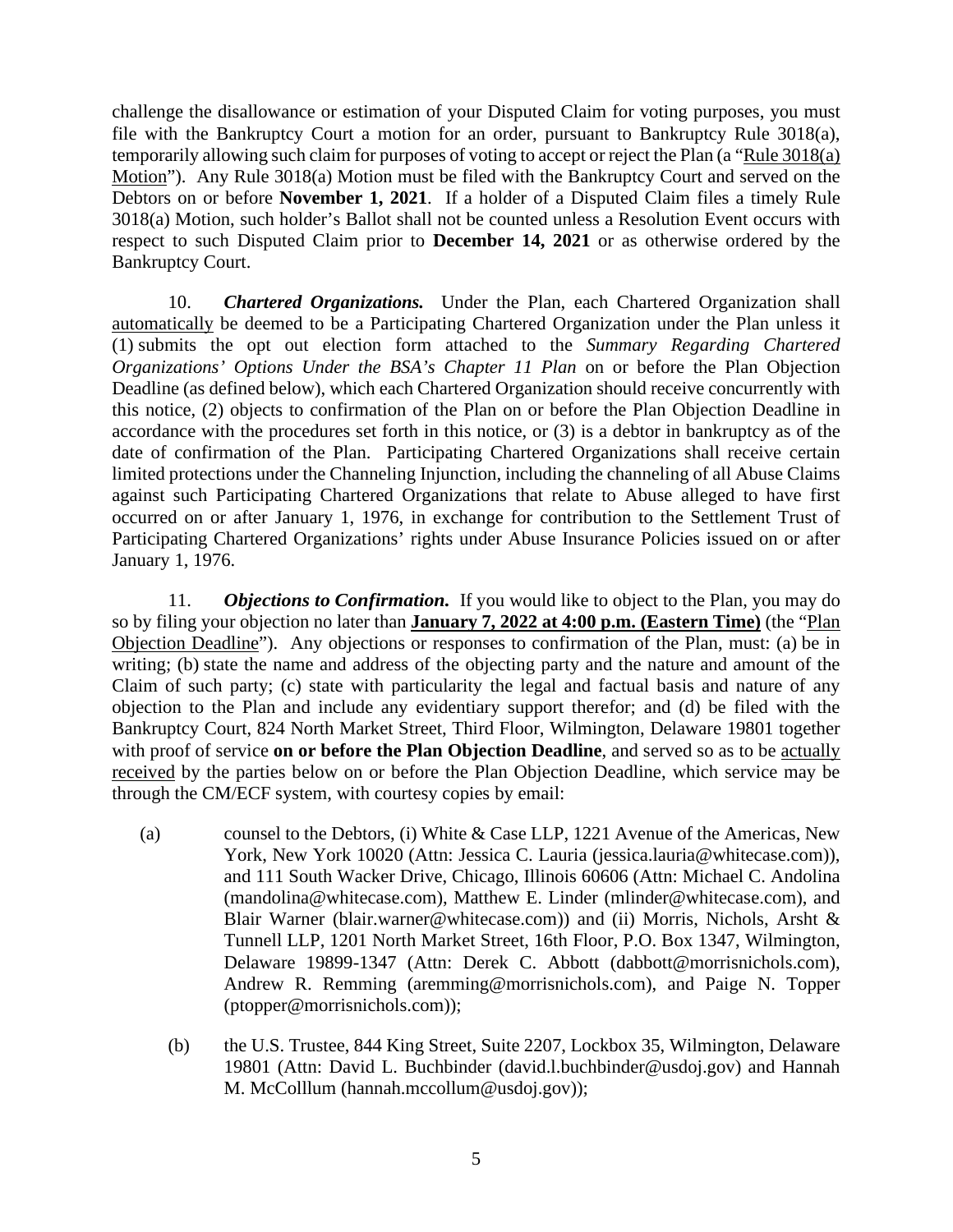challenge the disallowance or estimation of your Disputed Claim for voting purposes, you must file with the Bankruptcy Court a motion for an order, pursuant to Bankruptcy Rule 3018(a), temporarily allowing such claim for purposes of voting to accept or reject the Plan (a "Rule 3018(a) Motion"). Any Rule 3018(a) Motion must be filed with the Bankruptcy Court and served on the Debtors on or before **November 1, 2021**. If a holder of a Disputed Claim files a timely Rule 3018(a) Motion, such holder's Ballot shall not be counted unless a Resolution Event occurs with respect to such Disputed Claim prior to **December 14, 2021** or as otherwise ordered by the Bankruptcy Court.

10. ***Chartered Organizations.*** Under the Plan, each Chartered Organization shall automatically be deemed to be a Participating Chartered Organization under the Plan unless it (1) submits the opt out election form attached to the *Summary Regarding Chartered Organizations' Options Under the BSA's Chapter 11 Plan* on or before the Plan Objection Deadline (as defined below), which each Chartered Organization should receive concurrently with this notice, (2) objects to confirmation of the Plan on or before the Plan Objection Deadline in accordance with the procedures set forth in this notice, or (3) is a debtor in bankruptcy as of the date of confirmation of the Plan. Participating Chartered Organizations shall receive certain limited protections under the Channeling Injunction, including the channeling of all Abuse Claims against such Participating Chartered Organizations that relate to Abuse alleged to have first occurred on or after January 1, 1976, in exchange for contribution to the Settlement Trust of Participating Chartered Organizations' rights under Abuse Insurance Policies issued on or after January 1, 1976.

11. ***Objections to Confirmation.*** If you would like to object to the Plan, you may do so by filing your objection no later than **January 7, 2022 at 4:00 p.m. (Eastern Time)** (the "Plan Objection Deadline"). Any objections or responses to confirmation of the Plan, must: (a) be in writing; (b) state the name and address of the objecting party and the nature and amount of the Claim of such party; (c) state with particularity the legal and factual basis and nature of any objection to the Plan and include any evidentiary support therefor; and (d) be filed with the Bankruptcy Court, 824 North Market Street, Third Floor, Wilmington, Delaware 19801 together with proof of service **on or before the Plan Objection Deadline**, and served so as to be actually received by the parties below on or before the Plan Objection Deadline, which service may be through the CM/ECF system, with courtesy copies by email:

(a) counsel to the Debtors, (i) White & Case LLP, 1221 Avenue of the Americas, New York, New York 10020 (Attn: Jessica C. Lauria (jessica.lauria@whitecase.com)), and 111 South Wacker Drive, Chicago, Illinois 60606 (Attn: Michael C. Andolina (mandolina@whitecase.com), Matthew E. Linder (mlinder@whitecase.com), and Blair Warner (blair.warner@whitecase.com)) and (ii) Morris, Nichols, Arsht & Tunnell LLP, 1201 North Market Street, 16th Floor, P.O. Box 1347, Wilmington, Delaware 19899-1347 (Attn: Derek C. Abbott (dabbott@morrisnichols.com), Andrew R. Remming (aremming@morrisnichols.com), and Paige N. Topper (ptopper@morrisnichols.com));

(b) the U.S. Trustee, 844 King Street, Suite 2207, Lockbox 35, Wilmington, Delaware 19801 (Attn: David L. Buchbinder (david.l.buchbinder@usdoj.gov) and Hannah M. McColllum (hannah.mccollum@usdoj.gov));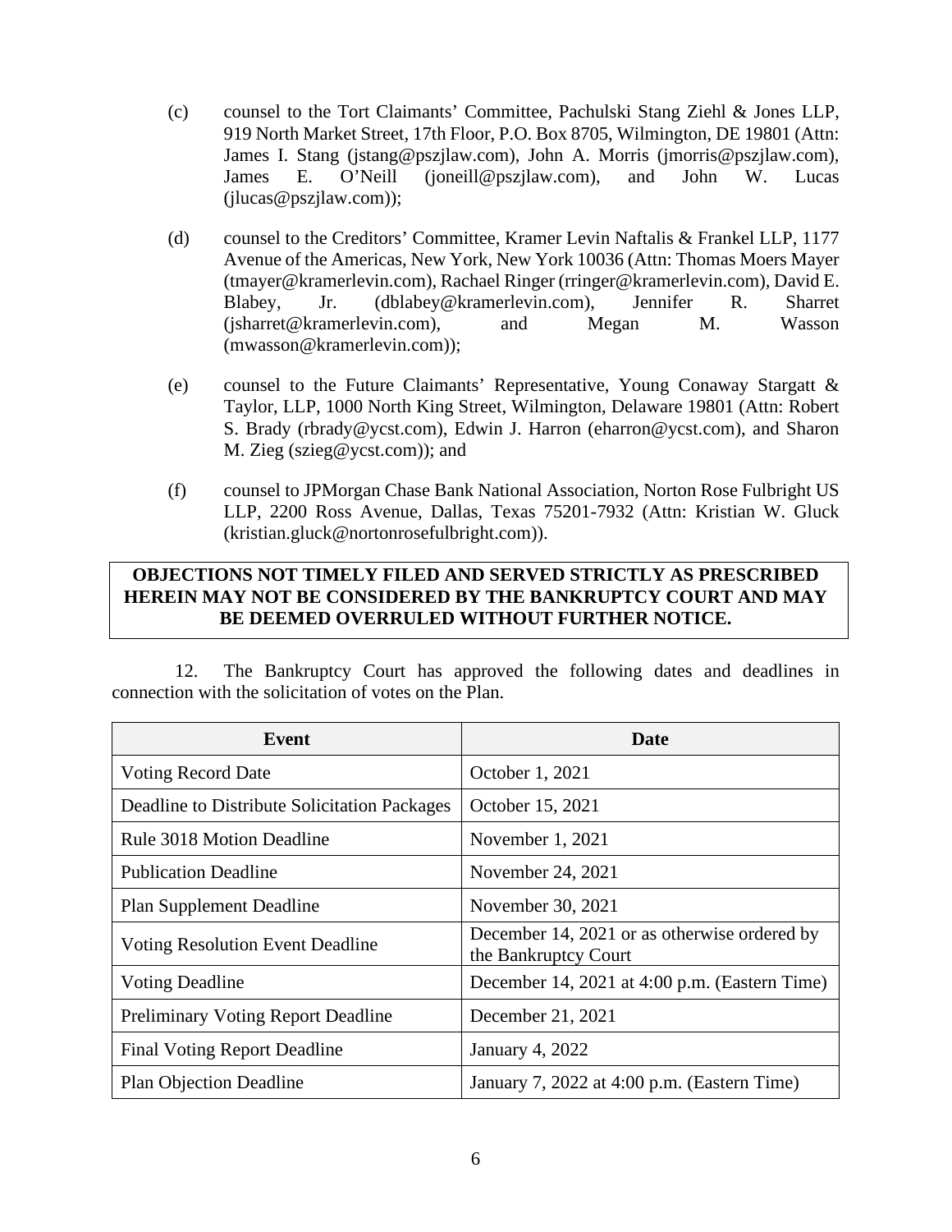(c) counsel to the Tort Claimants' Committee, Pachulski Stang Ziehl & Jones LLP, 919 North Market Street, 17th Floor, P.O. Box 8705, Wilmington, DE 19801 (Attn: James I. Stang (jstang@pszjlaw.com), John A. Morris (jmorris@pszjlaw.com), James E. O'Neill (joneill@pszjlaw.com), and John W. Lucas (jlucas@pszjlaw.com));

(d) counsel to the Creditors' Committee, Kramer Levin Naftalis & Frankel LLP, 1177 Avenue of the Americas, New York, New York 10036 (Attn: Thomas Moers Mayer (tmayer@kramerlevin.com), Rachael Ringer (rringer@kramerlevin.com), David E. Blabey, Jr. (dblabey@kramerlevin.com), Jennifer R. Sharret (jsharret@kramerlevin.com), and Megan M. Wasson (mwasson@kramerlevin.com));

(e) counsel to the Future Claimants' Representative, Young Conaway Stargatt & Taylor, LLP, 1000 North King Street, Wilmington, Delaware 19801 (Attn: Robert S. Brady (rbrady@ycst.com), Edwin J. Harron (eharron@ycst.com), and Sharon M. Zieg (szieg@ycst.com)); and

(f) counsel to JPMorgan Chase Bank National Association, Norton Rose Fulbright US LLP, 2200 Ross Avenue, Dallas, Texas 75201-7932 (Attn: Kristian W. Gluck (kristian.gluck@nortonrosefulbright.com)).

**OBJECTIONS NOT TIMELY FILED AND SERVED STRICTLY AS PRESCRIBED HEREIN MAY NOT BE CONSIDERED BY THE BANKRUPTCY COURT AND MAY BE DEEMED OVERRULED WITHOUT FURTHER NOTICE.**

12. The Bankruptcy Court has approved the following dates and deadlines in connection with the solicitation of votes on the Plan.

| Event | Date |
|---|---|
| Voting Record Date | October 1, 2021 |
| Deadline to Distribute Solicitation Packages | October 15, 2021 |
| Rule 3018 Motion Deadline | November 1, 2021 |
| Publication Deadline | November 24, 2021 |
| Plan Supplement Deadline | November 30, 2021 |
| Voting Resolution Event Deadline | December 14, 2021 or as otherwise ordered by the Bankruptcy Court |
| Voting Deadline | December 14, 2021 at 4:00 p.m. (Eastern Time) |
| Preliminary Voting Report Deadline | December 21, 2021 |
| Final Voting Report Deadline | January 4, 2022 |
| Plan Objection Deadline | January 7, 2022 at 4:00 p.m. (Eastern Time) |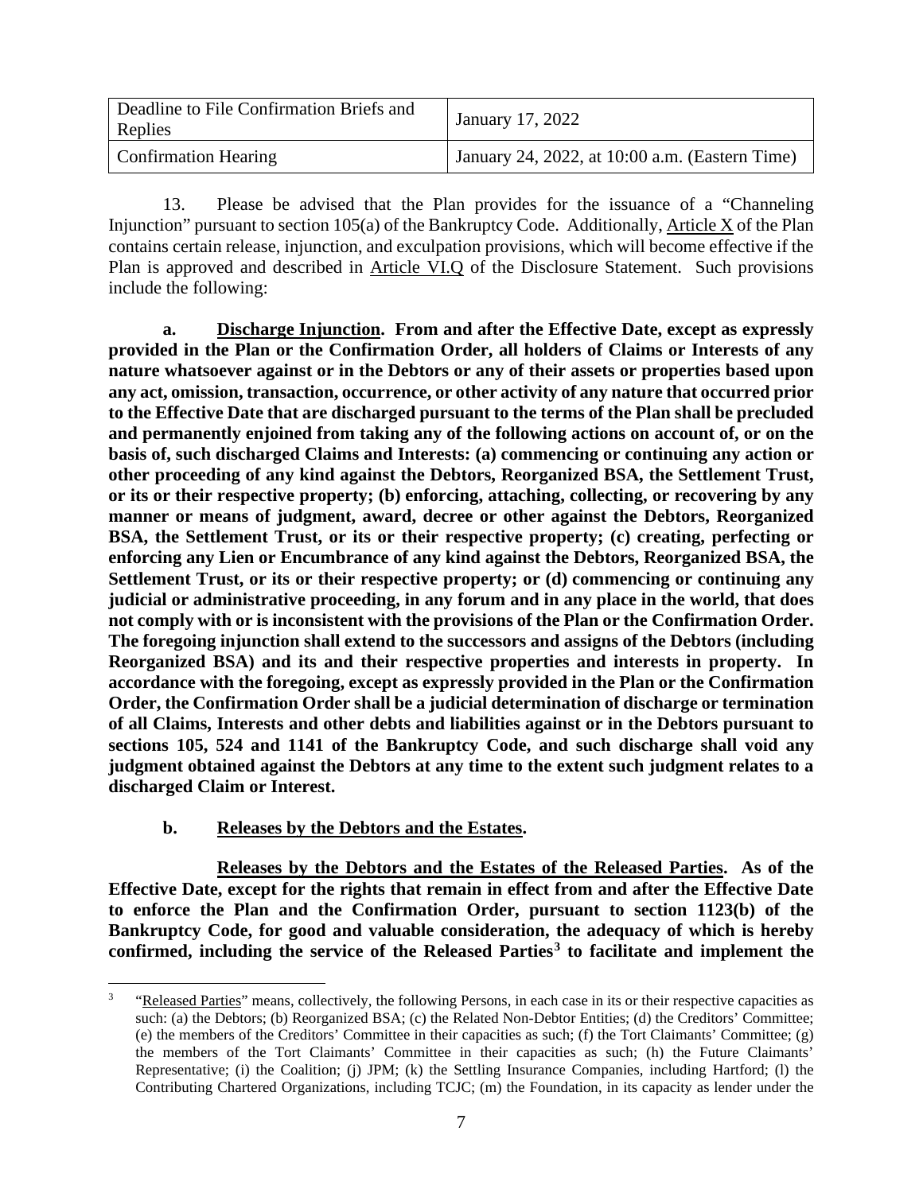| Deadline to File Confirmation Briefs and Replies | January 17, 2022 |
|---|---|
| Confirmation Hearing | January 24, 2022, at 10:00 a.m. (Eastern Time) |

13. Please be advised that the Plan provides for the issuance of a "Channeling Injunction" pursuant to section 105(a) of the Bankruptcy Code. Additionally, Article X of the Plan contains certain release, injunction, and exculpation provisions, which will become effective if the Plan is approved and described in Article VI.Q of the Disclosure Statement. Such provisions include the following:

**a. Discharge Injunction. From and after the Effective Date, except as expressly provided in the Plan or the Confirmation Order, all holders of Claims or Interests of any nature whatsoever against or in the Debtors or any of their assets or properties based upon any act, omission, transaction, occurrence, or other activity of any nature that occurred prior to the Effective Date that are discharged pursuant to the terms of the Plan shall be precluded and permanently enjoined from taking any of the following actions on account of, or on the basis of, such discharged Claims and Interests: (a) commencing or continuing any action or other proceeding of any kind against the Debtors, Reorganized BSA, the Settlement Trust, or its or their respective property; (b) enforcing, attaching, collecting, or recovering by any manner or means of judgment, award, decree or other against the Debtors, Reorganized BSA, the Settlement Trust, or its or their respective property; (c) creating, perfecting or enforcing any Lien or Encumbrance of any kind against the Debtors, Reorganized BSA, the Settlement Trust, or its or their respective property; or (d) commencing or continuing any judicial or administrative proceeding, in any forum and in any place in the world, that does not comply with or is inconsistent with the provisions of the Plan or the Confirmation Order. The foregoing injunction shall extend to the successors and assigns of the Debtors (including Reorganized BSA) and its and their respective properties and interests in property. In accordance with the foregoing, except as expressly provided in the Plan or the Confirmation Order, the Confirmation Order shall be a judicial determination of discharge or termination of all Claims, Interests and other debts and liabilities against or in the Debtors pursuant to sections 105, 524 and 1141 of the Bankruptcy Code, and such discharge shall void any judgment obtained against the Debtors at any time to the extent such judgment relates to a discharged Claim or Interest.**

**b. Releases by the Debtors and the Estates.**

**Releases by the Debtors and the Estates of the Released Parties. As of the Effective Date, except for the rights that remain in effect from and after the Effective Date to enforce the Plan and the Confirmation Order, pursuant to section 1123(b) of the Bankruptcy Code, for good and valuable consideration, the adequacy of which is hereby confirmed, including the service of the Released Parties[3] to facilitate and implement the**

[3] "Released Parties" means, collectively, the following Persons, in each case in its or their respective capacities as such: (a) the Debtors; (b) Reorganized BSA; (c) the Related Non-Debtor Entities; (d) the Creditors' Committee; (e) the members of the Creditors' Committee in their capacities as such; (f) the Tort Claimants' Committee; (g) the members of the Tort Claimants' Committee in their capacities as such; (h) the Future Claimants' Representative; (i) the Coalition; (j) JPM; (k) the Settling Insurance Companies, including Hartford; (l) the Contributing Chartered Organizations, including TCJC; (m) the Foundation, in its capacity as lender under the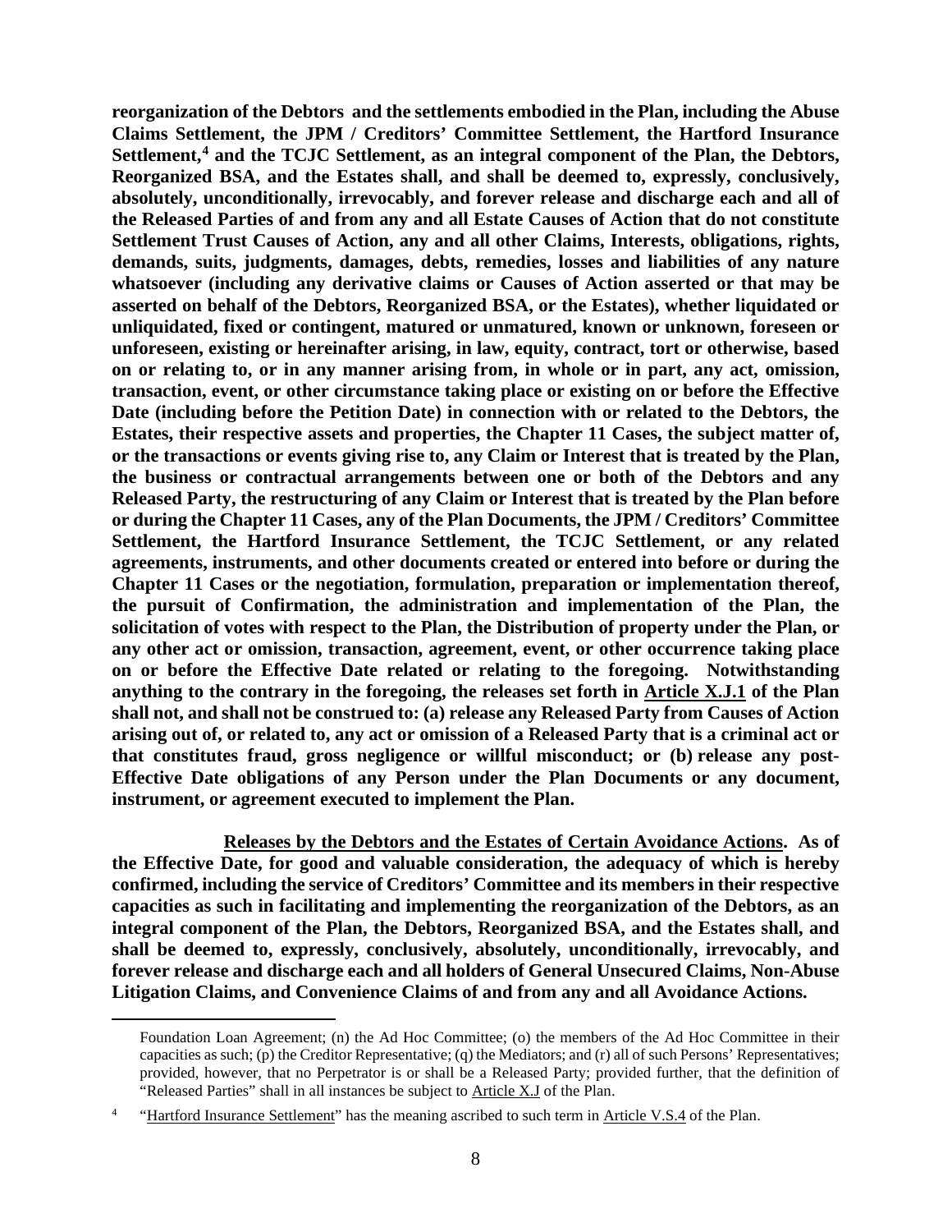**reorganization of the Debtors and the settlements embodied in the Plan, including the Abuse Claims Settlement, the JPM / Creditors' Committee Settlement, the Hartford Insurance Settlement,[4] and the TCJC Settlement, as an integral component of the Plan, the Debtors, Reorganized BSA, and the Estates shall, and shall be deemed to, expressly, conclusively, absolutely, unconditionally, irrevocably, and forever release and discharge each and all of the Released Parties of and from any and all Estate Causes of Action that do not constitute Settlement Trust Causes of Action, any and all other Claims, Interests, obligations, rights, demands, suits, judgments, damages, debts, remedies, losses and liabilities of any nature whatsoever (including any derivative claims or Causes of Action asserted or that may be asserted on behalf of the Debtors, Reorganized BSA, or the Estates), whether liquidated or unliquidated, fixed or contingent, matured or unmatured, known or unknown, foreseen or unforeseen, existing or hereinafter arising, in law, equity, contract, tort or otherwise, based on or relating to, or in any manner arising from, in whole or in part, any act, omission, transaction, event, or other circumstance taking place or existing on or before the Effective Date (including before the Petition Date) in connection with or related to the Debtors, the Estates, their respective assets and properties, the Chapter 11 Cases, the subject matter of, or the transactions or events giving rise to, any Claim or Interest that is treated by the Plan, the business or contractual arrangements between one or both of the Debtors and any Released Party, the restructuring of any Claim or Interest that is treated by the Plan before or during the Chapter 11 Cases, any of the Plan Documents, the JPM / Creditors' Committee Settlement, the Hartford Insurance Settlement, the TCJC Settlement, or any related agreements, instruments, and other documents created or entered into before or during the Chapter 11 Cases or the negotiation, formulation, preparation or implementation thereof, the pursuit of Confirmation, the administration and implementation of the Plan, the solicitation of votes with respect to the Plan, the Distribution of property under the Plan, or any other act or omission, transaction, agreement, event, or other occurrence taking place on or before the Effective Date related or relating to the foregoing. Notwithstanding anything to the contrary in the foregoing, the releases set forth in <u>Article X.J.1</u> of the Plan shall not, and shall not be construed to: (a) release any Released Party from Causes of Action arising out of, or related to, any act or omission of a Released Party that is a criminal act or that constitutes fraud, gross negligence or willful misconduct; or (b) release any post-Effective Date obligations of any Person under the Plan Documents or any document, instrument, or agreement executed to implement the Plan.**

**<u>Releases by the Debtors and the Estates of Certain Avoidance Actions</u>. As of the Effective Date, for good and valuable consideration, the adequacy of which is hereby confirmed, including the service of Creditors' Committee and its members in their respective capacities as such in facilitating and implementing the reorganization of the Debtors, as an integral component of the Plan, the Debtors, Reorganized BSA, and the Estates shall, and shall be deemed to, expressly, conclusively, absolutely, unconditionally, irrevocably, and forever release and discharge each and all holders of General Unsecured Claims, Non-Abuse Litigation Claims, and Convenience Claims of and from any and all Avoidance Actions.**

---

Foundation Loan Agreement; (n) the Ad Hoc Committee; (o) the members of the Ad Hoc Committee in their capacities as such; (p) the Creditor Representative; (q) the Mediators; and (r) all of such Persons' Representatives; provided, however, that no Perpetrator is or shall be a Released Party; provided further, that the definition of "Released Parties" shall in all instances be subject to <u>Article X.J</u> of the Plan.

[4] "<u>Hartford Insurance Settlement</u>" has the meaning ascribed to such term in <u>Article V.S.4</u> of the Plan.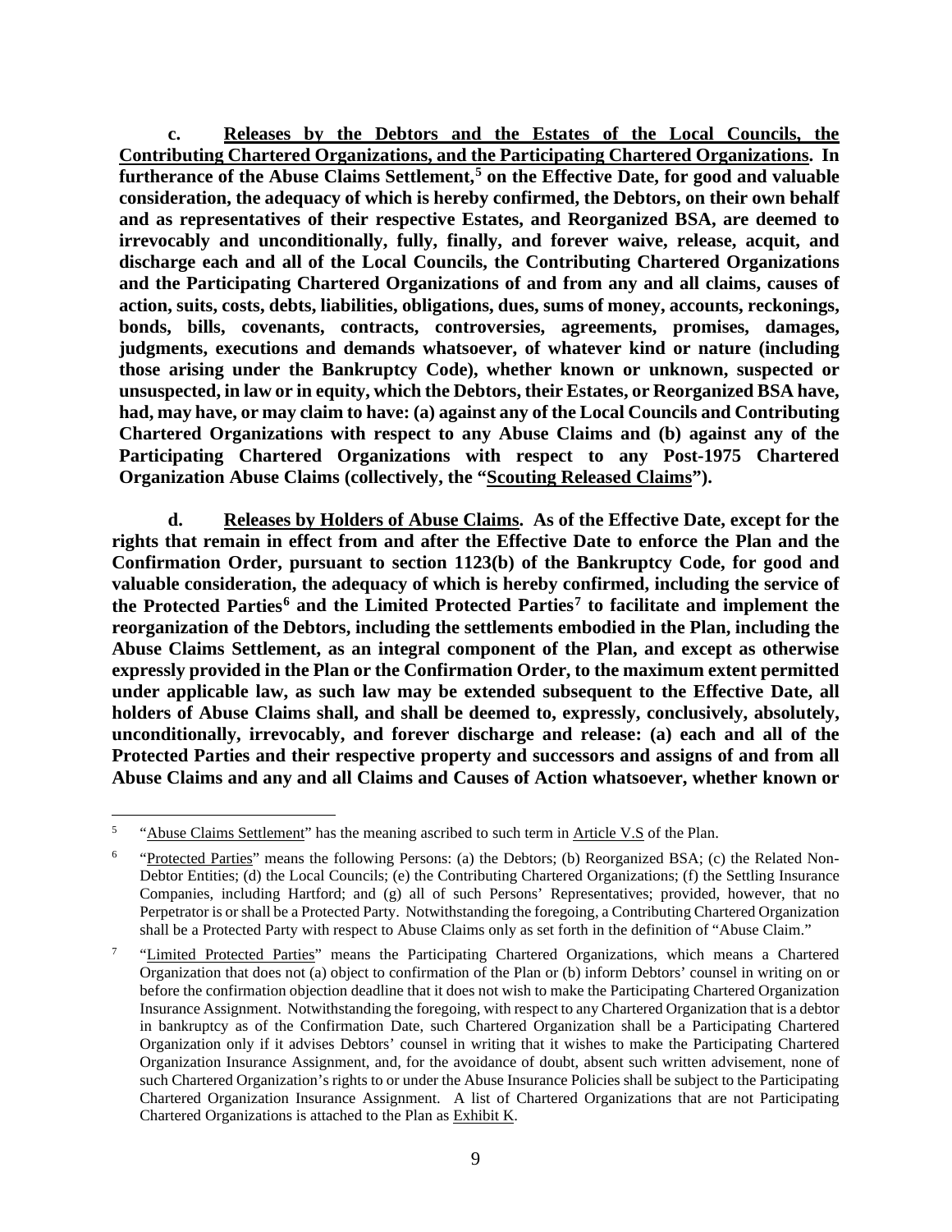**c. Releases by the Debtors and the Estates of the Local Councils, the Contributing Chartered Organizations, and the Participating Chartered Organizations. In furtherance of the Abuse Claims Settlement,[5] on the Effective Date, for good and valuable consideration, the adequacy of which is hereby confirmed, the Debtors, on their own behalf and as representatives of their respective Estates, and Reorganized BSA, are deemed to irrevocably and unconditionally, fully, finally, and forever waive, release, acquit, and discharge each and all of the Local Councils, the Contributing Chartered Organizations and the Participating Chartered Organizations of and from any and all claims, causes of action, suits, costs, debts, liabilities, obligations, dues, sums of money, accounts, reckonings, bonds, bills, covenants, contracts, controversies, agreements, promises, damages, judgments, executions and demands whatsoever, of whatever kind or nature (including those arising under the Bankruptcy Code), whether known or unknown, suspected or unsuspected, in law or in equity, which the Debtors, their Estates, or Reorganized BSA have, had, may have, or may claim to have: (a) against any of the Local Councils and Contributing Chartered Organizations with respect to any Abuse Claims and (b) against any of the Participating Chartered Organizations with respect to any Post-1975 Chartered Organization Abuse Claims (collectively, the "Scouting Released Claims").**

**d. Releases by Holders of Abuse Claims. As of the Effective Date, except for the rights that remain in effect from and after the Effective Date to enforce the Plan and the Confirmation Order, pursuant to section 1123(b) of the Bankruptcy Code, for good and valuable consideration, the adequacy of which is hereby confirmed, including the service of the Protected Parties[6] and the Limited Protected Parties[7] to facilitate and implement the reorganization of the Debtors, including the settlements embodied in the Plan, including the Abuse Claims Settlement, as an integral component of the Plan, and except as otherwise expressly provided in the Plan or the Confirmation Order, to the maximum extent permitted under applicable law, as such law may be extended subsequent to the Effective Date, all holders of Abuse Claims shall, and shall be deemed to, expressly, conclusively, absolutely, unconditionally, irrevocably, and forever discharge and release: (a) each and all of the Protected Parties and their respective property and successors and assigns of and from all Abuse Claims and any and all Claims and Causes of Action whatsoever, whether known or**

---

[5] "Abuse Claims Settlement" has the meaning ascribed to such term in Article V.S of the Plan.

[6] "Protected Parties" means the following Persons: (a) the Debtors; (b) Reorganized BSA; (c) the Related Non-Debtor Entities; (d) the Local Councils; (e) the Contributing Chartered Organizations; (f) the Settling Insurance Companies, including Hartford; and (g) all of such Persons' Representatives; provided, however, that no Perpetrator is or shall be a Protected Party. Notwithstanding the foregoing, a Contributing Chartered Organization shall be a Protected Party with respect to Abuse Claims only as set forth in the definition of "Abuse Claim."

[7] "Limited Protected Parties" means the Participating Chartered Organizations, which means a Chartered Organization that does not (a) object to confirmation of the Plan or (b) inform Debtors' counsel in writing on or before the confirmation objection deadline that it does not wish to make the Participating Chartered Organization Insurance Assignment. Notwithstanding the foregoing, with respect to any Chartered Organization that is a debtor in bankruptcy as of the Confirmation Date, such Chartered Organization shall be a Participating Chartered Organization only if it advises Debtors' counsel in writing that it wishes to make the Participating Chartered Organization Insurance Assignment, and, for the avoidance of doubt, absent such written advisement, none of such Chartered Organization's rights to or under the Abuse Insurance Policies shall be subject to the Participating Chartered Organization Insurance Assignment. A list of Chartered Organizations that are not Participating Chartered Organizations is attached to the Plan as Exhibit K.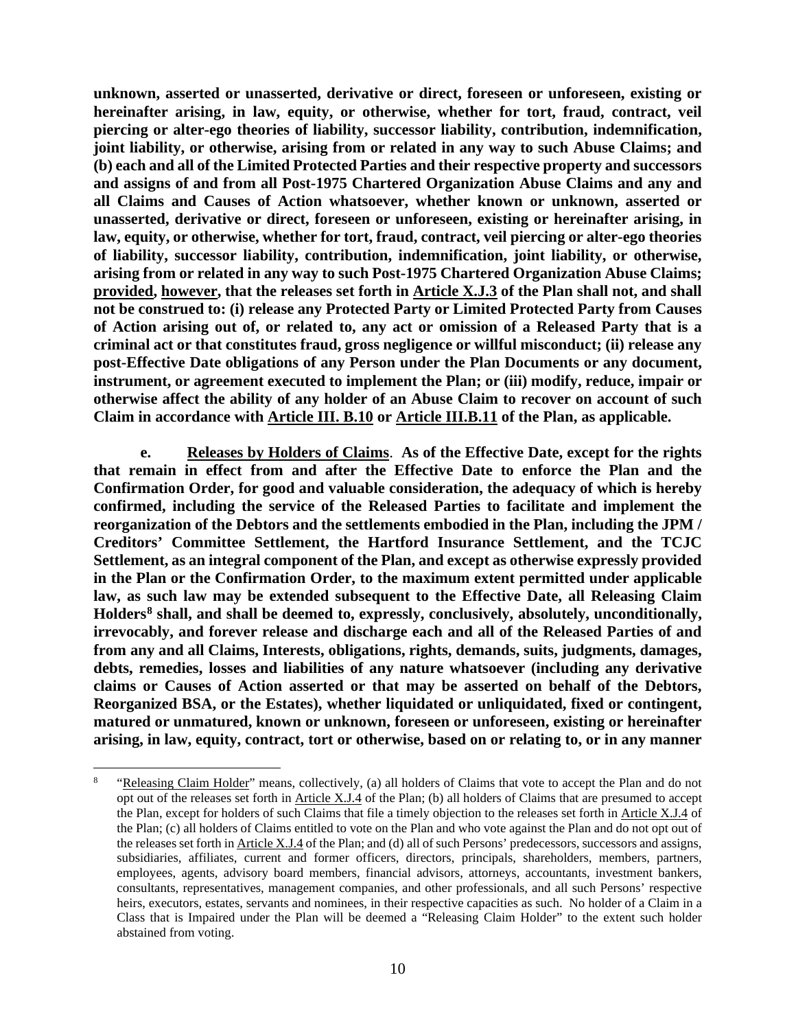**unknown, asserted or unasserted, derivative or direct, foreseen or unforeseen, existing or hereinafter arising, in law, equity, or otherwise, whether for tort, fraud, contract, veil piercing or alter-ego theories of liability, successor liability, contribution, indemnification, joint liability, or otherwise, arising from or related in any way to such Abuse Claims; and (b) each and all of the Limited Protected Parties and their respective property and successors and assigns of and from all Post-1975 Chartered Organization Abuse Claims and any and all Claims and Causes of Action whatsoever, whether known or unknown, asserted or unasserted, derivative or direct, foreseen or unforeseen, existing or hereinafter arising, in law, equity, or otherwise, whether for tort, fraud, contract, veil piercing or alter-ego theories of liability, successor liability, contribution, indemnification, joint liability, or otherwise, arising from or related in any way to such Post-1975 Chartered Organization Abuse Claims; <u>provided</u>, <u>however</u>, that the releases set forth in <u>Article X.J.3</u> of the Plan shall not, and shall not be construed to: (i) release any Protected Party or Limited Protected Party from Causes of Action arising out of, or related to, any act or omission of a Released Party that is a criminal act or that constitutes fraud, gross negligence or willful misconduct; (ii) release any post-Effective Date obligations of any Person under the Plan Documents or any document, instrument, or agreement executed to implement the Plan; or (iii) modify, reduce, impair or otherwise affect the ability of any holder of an Abuse Claim to recover on account of such Claim in accordance with <u>Article III. B.10</u> or <u>Article III.B.11</u> of the Plan, as applicable.**

**e. <u>Releases by Holders of Claims</u>. As of the Effective Date, except for the rights that remain in effect from and after the Effective Date to enforce the Plan and the Confirmation Order, for good and valuable consideration, the adequacy of which is hereby confirmed, including the service of the Released Parties to facilitate and implement the reorganization of the Debtors and the settlements embodied in the Plan, including the JPM / Creditors' Committee Settlement, the Hartford Insurance Settlement, and the TCJC Settlement, as an integral component of the Plan, and except as otherwise expressly provided in the Plan or the Confirmation Order, to the maximum extent permitted under applicable law, as such law may be extended subsequent to the Effective Date, all Releasing Claim Holders[8] shall, and shall be deemed to, expressly, conclusively, absolutely, unconditionally, irrevocably, and forever release and discharge each and all of the Released Parties of and from any and all Claims, Interests, obligations, rights, demands, suits, judgments, damages, debts, remedies, losses and liabilities of any nature whatsoever (including any derivative claims or Causes of Action asserted or that may be asserted on behalf of the Debtors, Reorganized BSA, or the Estates), whether liquidated or unliquidated, fixed or contingent, matured or unmatured, known or unknown, foreseen or unforeseen, existing or hereinafter arising, in law, equity, contract, tort or otherwise, based on or relating to, or in any manner**

[8] "<u>Releasing Claim Holder</u>" means, collectively, (a) all holders of Claims that vote to accept the Plan and do not opt out of the releases set forth in <u>Article X.J.4</u> of the Plan; (b) all holders of Claims that are presumed to accept the Plan, except for holders of such Claims that file a timely objection to the releases set forth in <u>Article X.J.4</u> of the Plan; (c) all holders of Claims entitled to vote on the Plan and who vote against the Plan and do not opt out of the releases set forth in <u>Article X.J.4</u> of the Plan; and (d) all of such Persons' predecessors, successors and assigns, subsidiaries, affiliates, current and former officers, directors, principals, shareholders, members, partners, employees, agents, advisory board members, financial advisors, attorneys, accountants, investment bankers, consultants, representatives, management companies, and other professionals, and all such Persons' respective heirs, executors, estates, servants and nominees, in their respective capacities as such. No holder of a Claim in a Class that is Impaired under the Plan will be deemed a "Releasing Claim Holder" to the extent such holder abstained from voting.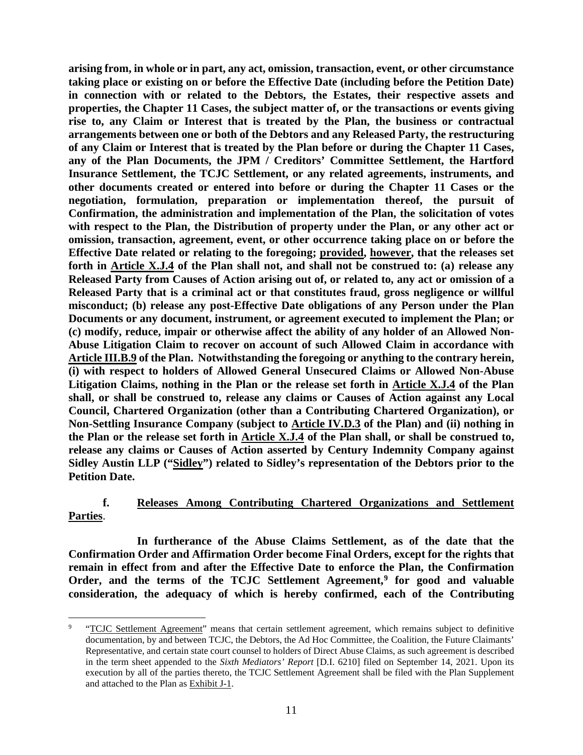**arising from, in whole or in part, any act, omission, transaction, event, or other circumstance taking place or existing on or before the Effective Date (including before the Petition Date) in connection with or related to the Debtors, the Estates, their respective assets and properties, the Chapter 11 Cases, the subject matter of, or the transactions or events giving rise to, any Claim or Interest that is treated by the Plan, the business or contractual arrangements between one or both of the Debtors and any Released Party, the restructuring of any Claim or Interest that is treated by the Plan before or during the Chapter 11 Cases, any of the Plan Documents, the JPM / Creditors' Committee Settlement, the Hartford Insurance Settlement, the TCJC Settlement, or any related agreements, instruments, and other documents created or entered into before or during the Chapter 11 Cases or the negotiation, formulation, preparation or implementation thereof, the pursuit of Confirmation, the administration and implementation of the Plan, the solicitation of votes with respect to the Plan, the Distribution of property under the Plan, or any other act or omission, transaction, agreement, event, or other occurrence taking place on or before the Effective Date related or relating to the foregoing; provided, however, that the releases set forth in Article X.J.4 of the Plan shall not, and shall not be construed to: (a) release any Released Party from Causes of Action arising out of, or related to, any act or omission of a Released Party that is a criminal act or that constitutes fraud, gross negligence or willful misconduct; (b) release any post-Effective Date obligations of any Person under the Plan Documents or any document, instrument, or agreement executed to implement the Plan; or (c) modify, reduce, impair or otherwise affect the ability of any holder of an Allowed Non-Abuse Litigation Claim to recover on account of such Allowed Claim in accordance with Article III.B.9 of the Plan. Notwithstanding the foregoing or anything to the contrary herein, (i) with respect to holders of Allowed General Unsecured Claims or Allowed Non-Abuse Litigation Claims, nothing in the Plan or the release set forth in Article X.J.4 of the Plan shall, or shall be construed to, release any claims or Causes of Action against any Local Council, Chartered Organization (other than a Contributing Chartered Organization), or Non-Settling Insurance Company (subject to Article IV.D.3 of the Plan) and (ii) nothing in the Plan or the release set forth in Article X.J.4 of the Plan shall, or shall be construed to, release any claims or Causes of Action asserted by Century Indemnity Company against Sidley Austin LLP ("Sidley") related to Sidley's representation of the Debtors prior to the Petition Date.**

**f. Releases Among Contributing Chartered Organizations and Settlement Parties.**

**In furtherance of the Abuse Claims Settlement, as of the date that the Confirmation Order and Affirmation Order become Final Orders, except for the rights that remain in effect from and after the Effective Date to enforce the Plan, the Confirmation Order, and the terms of the TCJC Settlement Agreement,[9] for good and valuable consideration, the adequacy of which is hereby confirmed, each of the Contributing**

[9] "TCJC Settlement Agreement" means that certain settlement agreement, which remains subject to definitive documentation, by and between TCJC, the Debtors, the Ad Hoc Committee, the Coalition, the Future Claimants' Representative, and certain state court counsel to holders of Direct Abuse Claims, as such agreement is described in the term sheet appended to the *Sixth Mediators' Report* [D.I. 6210] filed on September 14, 2021. Upon its execution by all of the parties thereto, the TCJC Settlement Agreement shall be filed with the Plan Supplement and attached to the Plan as Exhibit J-1.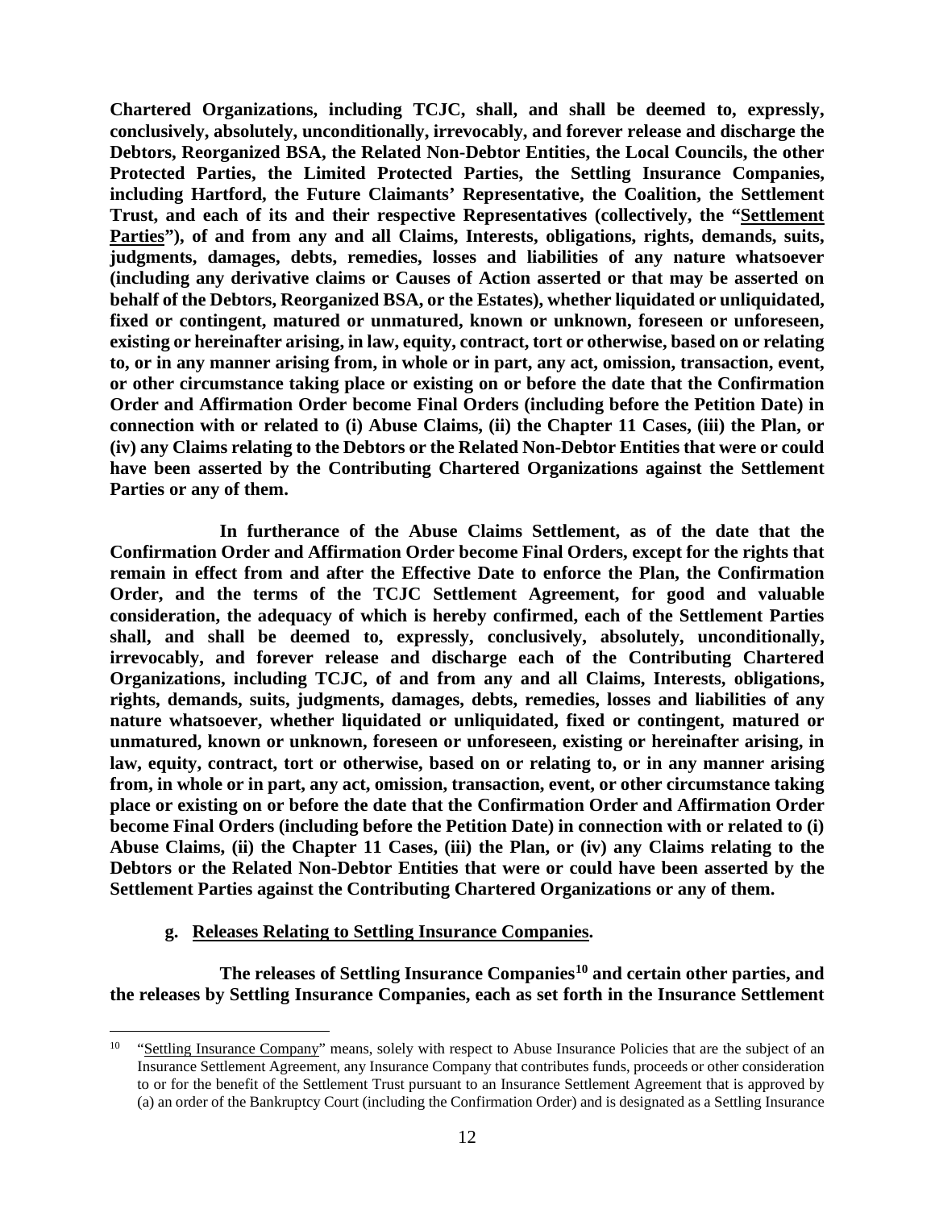**Chartered Organizations, including TCJC, shall, and shall be deemed to, expressly, conclusively, absolutely, unconditionally, irrevocably, and forever release and discharge the Debtors, Reorganized BSA, the Related Non-Debtor Entities, the Local Councils, the other Protected Parties, the Limited Protected Parties, the Settling Insurance Companies, including Hartford, the Future Claimants' Representative, the Coalition, the Settlement Trust, and each of its and their respective Representatives (collectively, the "<u>Settlement Parties</u>"), of and from any and all Claims, Interests, obligations, rights, demands, suits, judgments, damages, debts, remedies, losses and liabilities of any nature whatsoever (including any derivative claims or Causes of Action asserted or that may be asserted on behalf of the Debtors, Reorganized BSA, or the Estates), whether liquidated or unliquidated, fixed or contingent, matured or unmatured, known or unknown, foreseen or unforeseen, existing or hereinafter arising, in law, equity, contract, tort or otherwise, based on or relating to, or in any manner arising from, in whole or in part, any act, omission, transaction, event, or other circumstance taking place or existing on or before the date that the Confirmation Order and Affirmation Order become Final Orders (including before the Petition Date) in connection with or related to (i) Abuse Claims, (ii) the Chapter 11 Cases, (iii) the Plan, or (iv) any Claims relating to the Debtors or the Related Non-Debtor Entities that were or could have been asserted by the Contributing Chartered Organizations against the Settlement Parties or any of them.**

**In furtherance of the Abuse Claims Settlement, as of the date that the Confirmation Order and Affirmation Order become Final Orders, except for the rights that remain in effect from and after the Effective Date to enforce the Plan, the Confirmation Order, and the terms of the TCJC Settlement Agreement, for good and valuable consideration, the adequacy of which is hereby confirmed, each of the Settlement Parties shall, and shall be deemed to, expressly, conclusively, absolutely, unconditionally, irrevocably, and forever release and discharge each of the Contributing Chartered Organizations, including TCJC, of and from any and all Claims, Interests, obligations, rights, demands, suits, judgments, damages, debts, remedies, losses and liabilities of any nature whatsoever, whether liquidated or unliquidated, fixed or contingent, matured or unmatured, known or unknown, foreseen or unforeseen, existing or hereinafter arising, in law, equity, contract, tort or otherwise, based on or relating to, or in any manner arising from, in whole or in part, any act, omission, transaction, event, or other circumstance taking place or existing on or before the date that the Confirmation Order and Affirmation Order become Final Orders (including before the Petition Date) in connection with or related to (i) Abuse Claims, (ii) the Chapter 11 Cases, (iii) the Plan, or (iv) any Claims relating to the Debtors or the Related Non-Debtor Entities that were or could have been asserted by the Settlement Parties against the Contributing Chartered Organizations or any of them.**

**g. <u>Releases Relating to Settling Insurance Companies</u>.**

**The releases of Settling Insurance Companies[10] and certain other parties, and the releases by Settling Insurance Companies, each as set forth in the Insurance Settlement**

---

[10] "<u>Settling Insurance Company</u>" means, solely with respect to Abuse Insurance Policies that are the subject of an Insurance Settlement Agreement, any Insurance Company that contributes funds, proceeds or other consideration to or for the benefit of the Settlement Trust pursuant to an Insurance Settlement Agreement that is approved by (a) an order of the Bankruptcy Court (including the Confirmation Order) and is designated as a Settling Insurance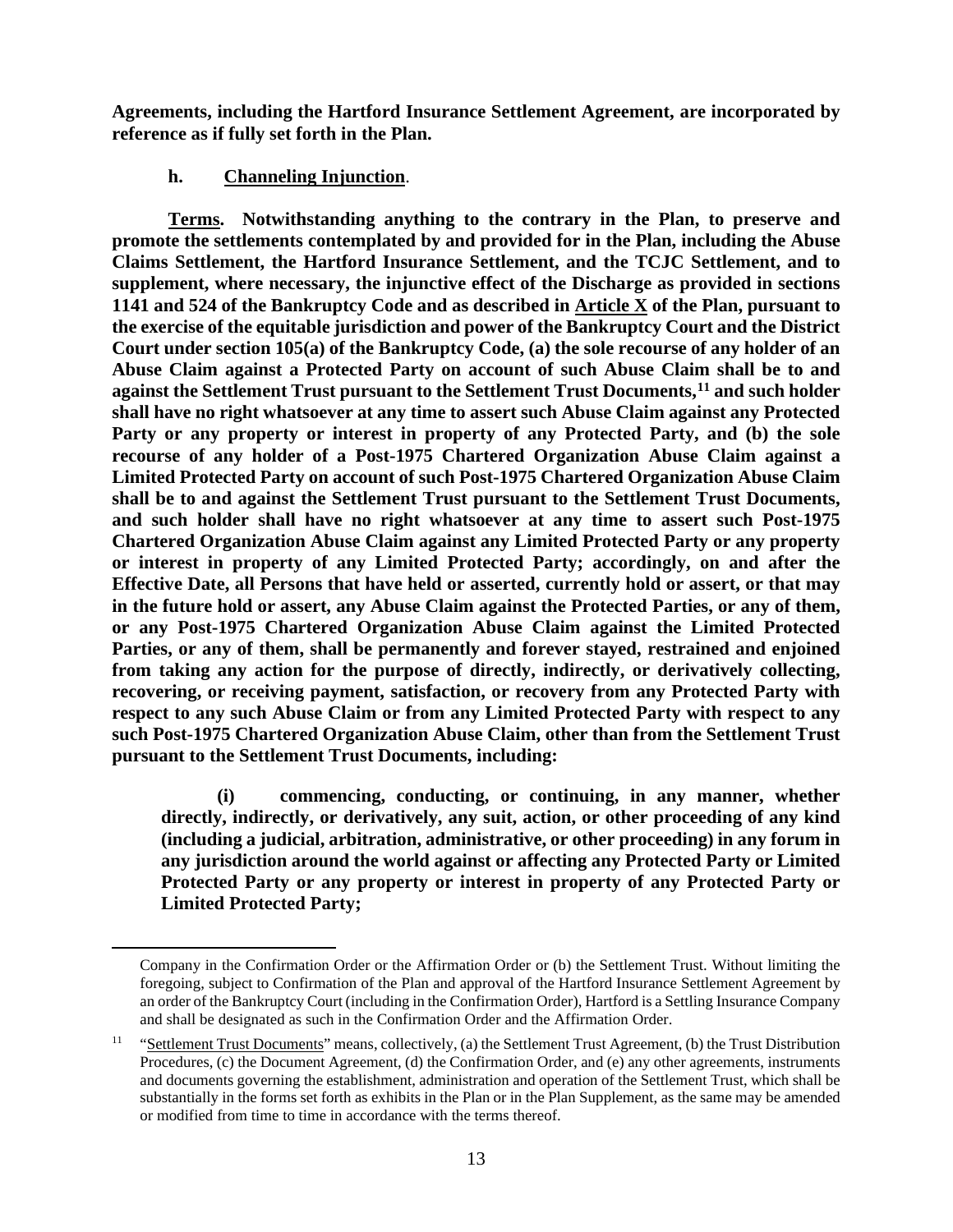**Agreements, including the Hartford Insurance Settlement Agreement, are incorporated by reference as if fully set forth in the Plan.**

**h. Channeling Injunction**.

**Terms. Notwithstanding anything to the contrary in the Plan, to preserve and promote the settlements contemplated by and provided for in the Plan, including the Abuse Claims Settlement, the Hartford Insurance Settlement, and the TCJC Settlement, and to supplement, where necessary, the injunctive effect of the Discharge as provided in sections 1141 and 524 of the Bankruptcy Code and as described in Article X of the Plan, pursuant to the exercise of the equitable jurisdiction and power of the Bankruptcy Court and the District Court under section 105(a) of the Bankruptcy Code, (a) the sole recourse of any holder of an Abuse Claim against a Protected Party on account of such Abuse Claim shall be to and against the Settlement Trust pursuant to the Settlement Trust Documents,[11] and such holder shall have no right whatsoever at any time to assert such Abuse Claim against any Protected Party or any property or interest in property of any Protected Party, and (b) the sole recourse of any holder of a Post-1975 Chartered Organization Abuse Claim against a Limited Protected Party on account of such Post-1975 Chartered Organization Abuse Claim shall be to and against the Settlement Trust pursuant to the Settlement Trust Documents, and such holder shall have no right whatsoever at any time to assert such Post-1975 Chartered Organization Abuse Claim against any Limited Protected Party or any property or interest in property of any Limited Protected Party; accordingly, on and after the Effective Date, all Persons that have held or asserted, currently hold or assert, or that may in the future hold or assert, any Abuse Claim against the Protected Parties, or any of them, or any Post-1975 Chartered Organization Abuse Claim against the Limited Protected Parties, or any of them, shall be permanently and forever stayed, restrained and enjoined from taking any action for the purpose of directly, indirectly, or derivatively collecting, recovering, or receiving payment, satisfaction, or recovery from any Protected Party with respect to any such Abuse Claim or from any Limited Protected Party with respect to any such Post-1975 Chartered Organization Abuse Claim, other than from the Settlement Trust pursuant to the Settlement Trust Documents, including:**

> **(i) commencing, conducting, or continuing, in any manner, whether directly, indirectly, or derivatively, any suit, action, or other proceeding of any kind (including a judicial, arbitration, administrative, or other proceeding) in any forum in any jurisdiction around the world against or affecting any Protected Party or Limited Protected Party or any property or interest in property of any Protected Party or Limited Protected Party;**

---

Company in the Confirmation Order or the Affirmation Order or (b) the Settlement Trust. Without limiting the foregoing, subject to Confirmation of the Plan and approval of the Hartford Insurance Settlement Agreement by an order of the Bankruptcy Court (including in the Confirmation Order), Hartford is a Settling Insurance Company and shall be designated as such in the Confirmation Order and the Affirmation Order.

[11] "Settlement Trust Documents" means, collectively, (a) the Settlement Trust Agreement, (b) the Trust Distribution Procedures, (c) the Document Agreement, (d) the Confirmation Order, and (e) any other agreements, instruments and documents governing the establishment, administration and operation of the Settlement Trust, which shall be substantially in the forms set forth as exhibits in the Plan or in the Plan Supplement, as the same may be amended or modified from time to time in accordance with the terms thereof.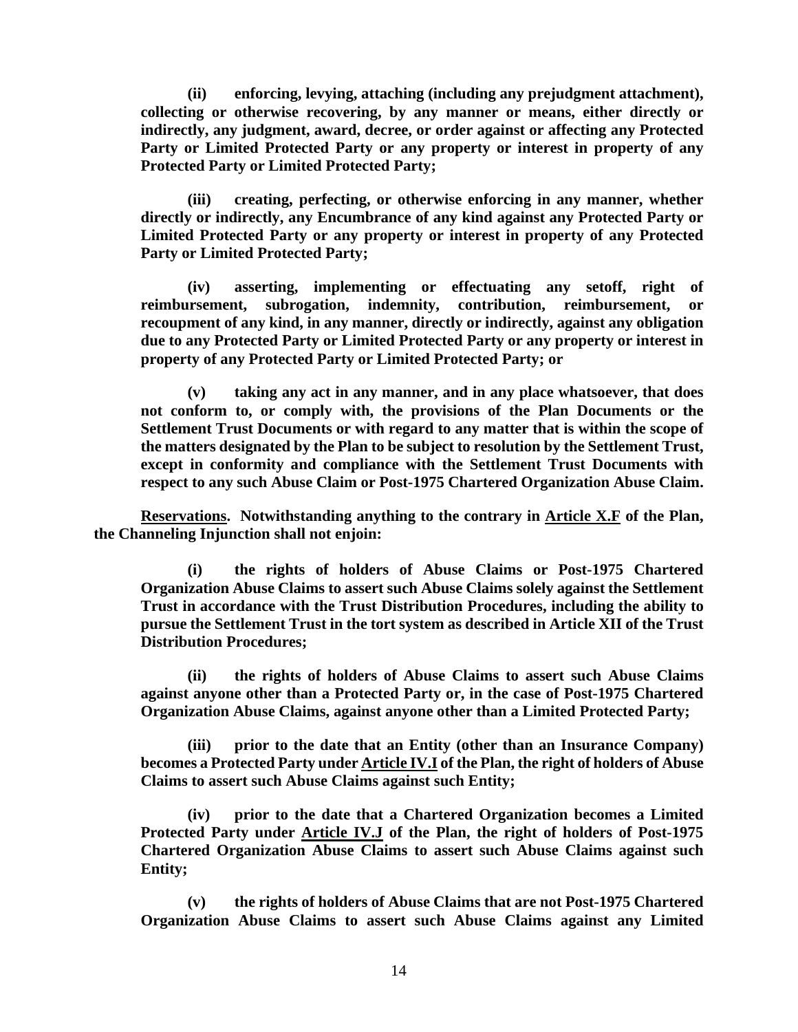**(ii) enforcing, levying, attaching (including any prejudgment attachment), collecting or otherwise recovering, by any manner or means, either directly or indirectly, any judgment, award, decree, or order against or affecting any Protected Party or Limited Protected Party or any property or interest in property of any Protected Party or Limited Protected Party;**

**(iii) creating, perfecting, or otherwise enforcing in any manner, whether directly or indirectly, any Encumbrance of any kind against any Protected Party or Limited Protected Party or any property or interest in property of any Protected Party or Limited Protected Party;**

**(iv) asserting, implementing or effectuating any setoff, right of reimbursement, subrogation, indemnity, contribution, reimbursement, or recoupment of any kind, in any manner, directly or indirectly, against any obligation due to any Protected Party or Limited Protected Party or any property or interest in property of any Protected Party or Limited Protected Party; or**

**(v) taking any act in any manner, and in any place whatsoever, that does not conform to, or comply with, the provisions of the Plan Documents or the Settlement Trust Documents or with regard to any matter that is within the scope of the matters designated by the Plan to be subject to resolution by the Settlement Trust, except in conformity and compliance with the Settlement Trust Documents with respect to any such Abuse Claim or Post-1975 Chartered Organization Abuse Claim.**

**<u>Reservations</u>. Notwithstanding anything to the contrary in <u>Article X.F</u> of the Plan, the Channeling Injunction shall not enjoin:**

**(i) the rights of holders of Abuse Claims or Post-1975 Chartered Organization Abuse Claims to assert such Abuse Claims solely against the Settlement Trust in accordance with the Trust Distribution Procedures, including the ability to pursue the Settlement Trust in the tort system as described in Article XII of the Trust Distribution Procedures;**

**(ii) the rights of holders of Abuse Claims to assert such Abuse Claims against anyone other than a Protected Party or, in the case of Post-1975 Chartered Organization Abuse Claims, against anyone other than a Limited Protected Party;**

**(iii) prior to the date that an Entity (other than an Insurance Company) becomes a Protected Party under <u>Article IV.I</u> of the Plan, the right of holders of Abuse Claims to assert such Abuse Claims against such Entity;**

**(iv) prior to the date that a Chartered Organization becomes a Limited Protected Party under <u>Article IV.J</u> of the Plan, the right of holders of Post-1975 Chartered Organization Abuse Claims to assert such Abuse Claims against such Entity;**

**(v) the rights of holders of Abuse Claims that are not Post-1975 Chartered Organization Abuse Claims to assert such Abuse Claims against any Limited**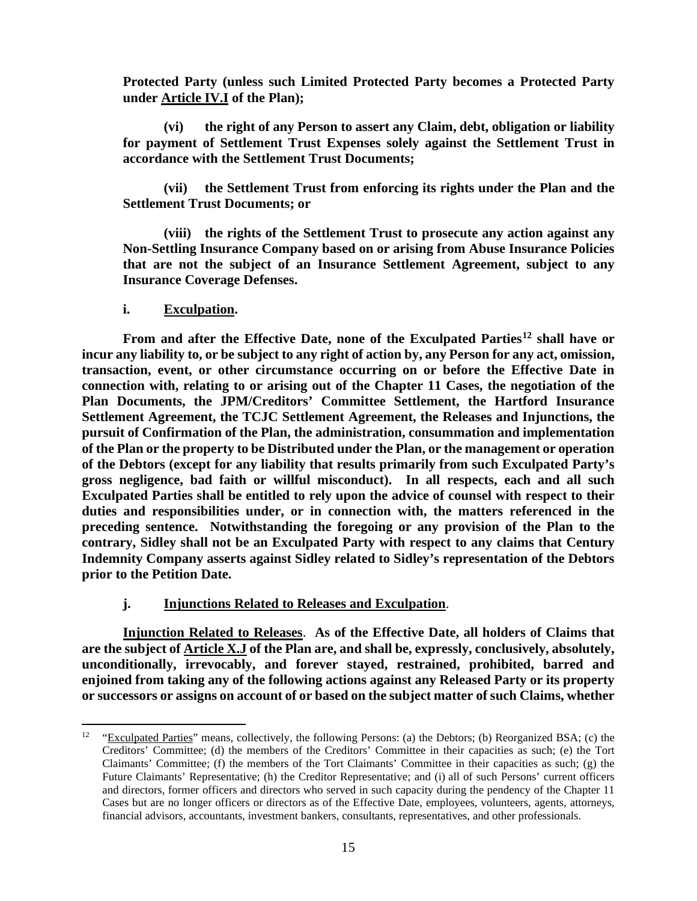**Protected Party (unless such Limited Protected Party becomes a Protected Party under Article IV.I of the Plan);**

**(vi) the right of any Person to assert any Claim, debt, obligation or liability for payment of Settlement Trust Expenses solely against the Settlement Trust in accordance with the Settlement Trust Documents;**

**(vii) the Settlement Trust from enforcing its rights under the Plan and the Settlement Trust Documents; or**

**(viii) the rights of the Settlement Trust to prosecute any action against any Non-Settling Insurance Company based on or arising from Abuse Insurance Policies that are not the subject of an Insurance Settlement Agreement, subject to any Insurance Coverage Defenses.**

**i. Exculpation.**

**From and after the Effective Date, none of the Exculpated Parties[12] shall have or incur any liability to, or be subject to any right of action by, any Person for any act, omission, transaction, event, or other circumstance occurring on or before the Effective Date in connection with, relating to or arising out of the Chapter 11 Cases, the negotiation of the Plan Documents, the JPM/Creditors' Committee Settlement, the Hartford Insurance Settlement Agreement, the TCJC Settlement Agreement, the Releases and Injunctions, the pursuit of Confirmation of the Plan, the administration, consummation and implementation of the Plan or the property to be Distributed under the Plan, or the management or operation of the Debtors (except for any liability that results primarily from such Exculpated Party's gross negligence, bad faith or willful misconduct). In all respects, each and all such Exculpated Parties shall be entitled to rely upon the advice of counsel with respect to their duties and responsibilities under, or in connection with, the matters referenced in the preceding sentence. Notwithstanding the foregoing or any provision of the Plan to the contrary, Sidley shall not be an Exculpated Party with respect to any claims that Century Indemnity Company asserts against Sidley related to Sidley's representation of the Debtors prior to the Petition Date.**

**j. Injunctions Related to Releases and Exculpation.**

**Injunction Related to Releases. As of the Effective Date, all holders of Claims that are the subject of Article X.J of the Plan are, and shall be, expressly, conclusively, absolutely, unconditionally, irrevocably, and forever stayed, restrained, prohibited, barred and enjoined from taking any of the following actions against any Released Party or its property or successors or assigns on account of or based on the subject matter of such Claims, whether**

---

[12] "Exculpated Parties" means, collectively, the following Persons: (a) the Debtors; (b) Reorganized BSA; (c) the Creditors' Committee; (d) the members of the Creditors' Committee in their capacities as such; (e) the Tort Claimants' Committee; (f) the members of the Tort Claimants' Committee in their capacities as such; (g) the Future Claimants' Representative; (h) the Creditor Representative; and (i) all of such Persons' current officers and directors, former officers and directors who served in such capacity during the pendency of the Chapter 11 Cases but are no longer officers or directors as of the Effective Date, employees, volunteers, agents, attorneys, financial advisors, accountants, investment bankers, consultants, representatives, and other professionals.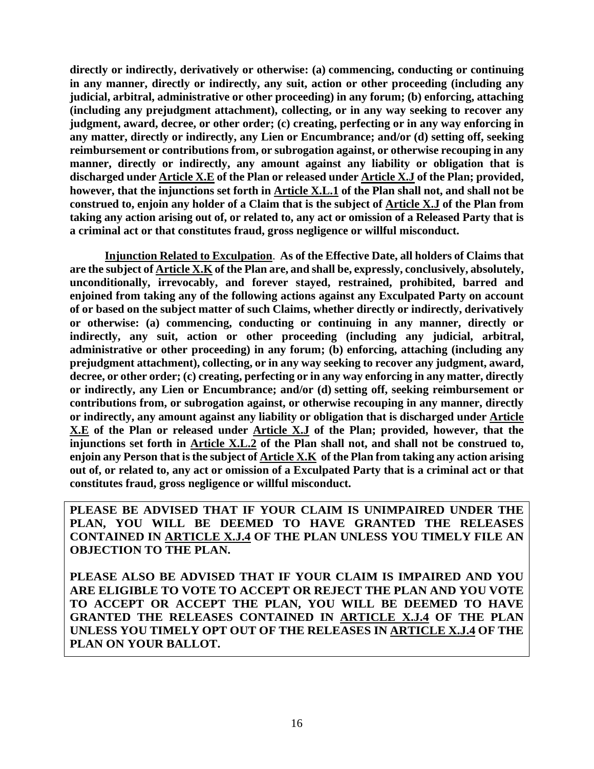**directly or indirectly, derivatively or otherwise: (a) commencing, conducting or continuing in any manner, directly or indirectly, any suit, action or other proceeding (including any judicial, arbitral, administrative or other proceeding) in any forum; (b) enforcing, attaching (including any prejudgment attachment), collecting, or in any way seeking to recover any judgment, award, decree, or other order; (c) creating, perfecting or in any way enforcing in any matter, directly or indirectly, any Lien or Encumbrance; and/or (d) setting off, seeking reimbursement or contributions from, or subrogation against, or otherwise recouping in any manner, directly or indirectly, any amount against any liability or obligation that is discharged under Article X.E of the Plan or released under Article X.J of the Plan; provided, however, that the injunctions set forth in Article X.L.1 of the Plan shall not, and shall not be construed to, enjoin any holder of a Claim that is the subject of Article X.J of the Plan from taking any action arising out of, or related to, any act or omission of a Released Party that is a criminal act or that constitutes fraud, gross negligence or willful misconduct.**

**Injunction Related to Exculpation. As of the Effective Date, all holders of Claims that are the subject of Article X.K of the Plan are, and shall be, expressly, conclusively, absolutely, unconditionally, irrevocably, and forever stayed, restrained, prohibited, barred and enjoined from taking any of the following actions against any Exculpated Party on account of or based on the subject matter of such Claims, whether directly or indirectly, derivatively or otherwise: (a) commencing, conducting or continuing in any manner, directly or indirectly, any suit, action or other proceeding (including any judicial, arbitral, administrative or other proceeding) in any forum; (b) enforcing, attaching (including any prejudgment attachment), collecting, or in any way seeking to recover any judgment, award, decree, or other order; (c) creating, perfecting or in any way enforcing in any matter, directly or indirectly, any Lien or Encumbrance; and/or (d) setting off, seeking reimbursement or contributions from, or subrogation against, or otherwise recouping in any manner, directly or indirectly, any amount against any liability or obligation that is discharged under Article X.E of the Plan or released under Article X.J of the Plan; provided, however, that the injunctions set forth in Article X.L.2 of the Plan shall not, and shall not be construed to, enjoin any Person that is the subject of Article X.K of the Plan from taking any action arising out of, or related to, any act or omission of a Exculpated Party that is a criminal act or that constitutes fraud, gross negligence or willful misconduct.**

**PLEASE BE ADVISED THAT IF YOUR CLAIM IS UNIMPAIRED UNDER THE PLAN, YOU WILL BE DEEMED TO HAVE GRANTED THE RELEASES CONTAINED IN ARTICLE X.J.4 OF THE PLAN UNLESS YOU TIMELY FILE AN OBJECTION TO THE PLAN.**

**PLEASE ALSO BE ADVISED THAT IF YOUR CLAIM IS IMPAIRED AND YOU ARE ELIGIBLE TO VOTE TO ACCEPT OR REJECT THE PLAN AND YOU VOTE TO ACCEPT OR ACCEPT THE PLAN, YOU WILL BE DEEMED TO HAVE GRANTED THE RELEASES CONTAINED IN ARTICLE X.J.4 OF THE PLAN UNLESS YOU TIMELY OPT OUT OF THE RELEASES IN ARTICLE X.J.4 OF THE PLAN ON YOUR BALLOT.**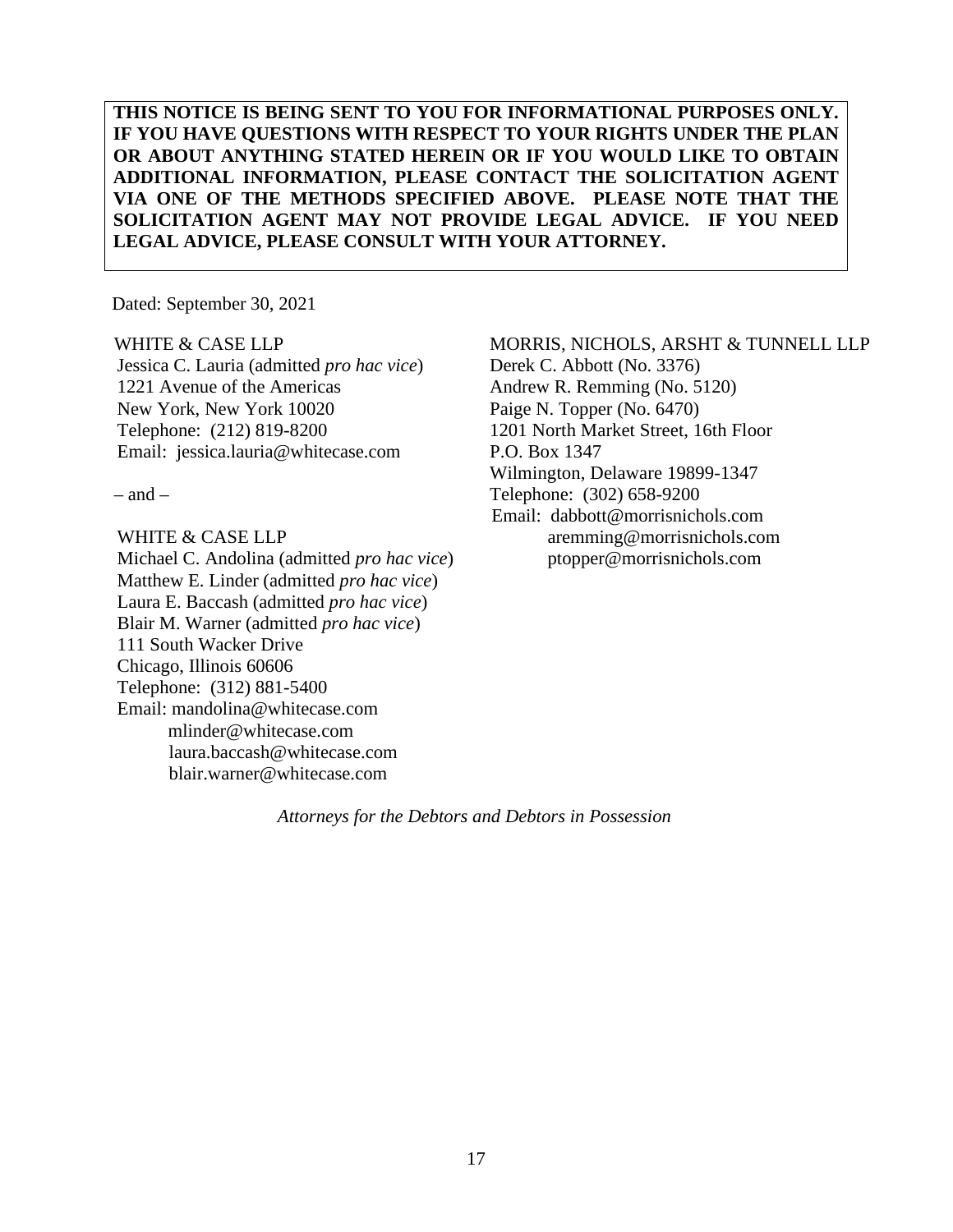**THIS NOTICE IS BEING SENT TO YOU FOR INFORMATIONAL PURPOSES ONLY. IF YOU HAVE QUESTIONS WITH RESPECT TO YOUR RIGHTS UNDER THE PLAN OR ABOUT ANYTHING STATED HEREIN OR IF YOU WOULD LIKE TO OBTAIN ADDITIONAL INFORMATION, PLEASE CONTACT THE SOLICITATION AGENT VIA ONE OF THE METHODS SPECIFIED ABOVE. PLEASE NOTE THAT THE SOLICITATION AGENT MAY NOT PROVIDE LEGAL ADVICE. IF YOU NEED LEGAL ADVICE, PLEASE CONSULT WITH YOUR ATTORNEY.**

Dated: September 30, 2021

WHITE & CASE LLP
Jessica C. Lauria (admitted *pro hac vice*)
1221 Avenue of the Americas
New York, New York 10020
Telephone: (212) 819-8200
Email: jessica.lauria@whitecase.com

– and –

WHITE & CASE LLP
Michael C. Andolina (admitted *pro hac vice*)
Matthew E. Linder (admitted *pro hac vice*)
Laura E. Baccash (admitted *pro hac vice*)
Blair M. Warner (admitted *pro hac vice*)
111 South Wacker Drive
Chicago, Illinois 60606
Telephone: (312) 881-5400
Email: mandolina@whitecase.com
mlinder@whitecase.com
laura.baccash@whitecase.com
blair.warner@whitecase.com

MORRIS, NICHOLS, ARSHT & TUNNELL LLP
Derek C. Abbott (No. 3376)
Andrew R. Remming (No. 5120)
Paige N. Topper (No. 6470)
1201 North Market Street, 16th Floor
P.O. Box 1347
Wilmington, Delaware 19899-1347
Telephone: (302) 658-9200
Email: dabbott@morrisnichols.com
aremming@morrisnichols.com
ptopper@morrisnichols.com

*Attorneys for the Debtors and Debtors in Possession*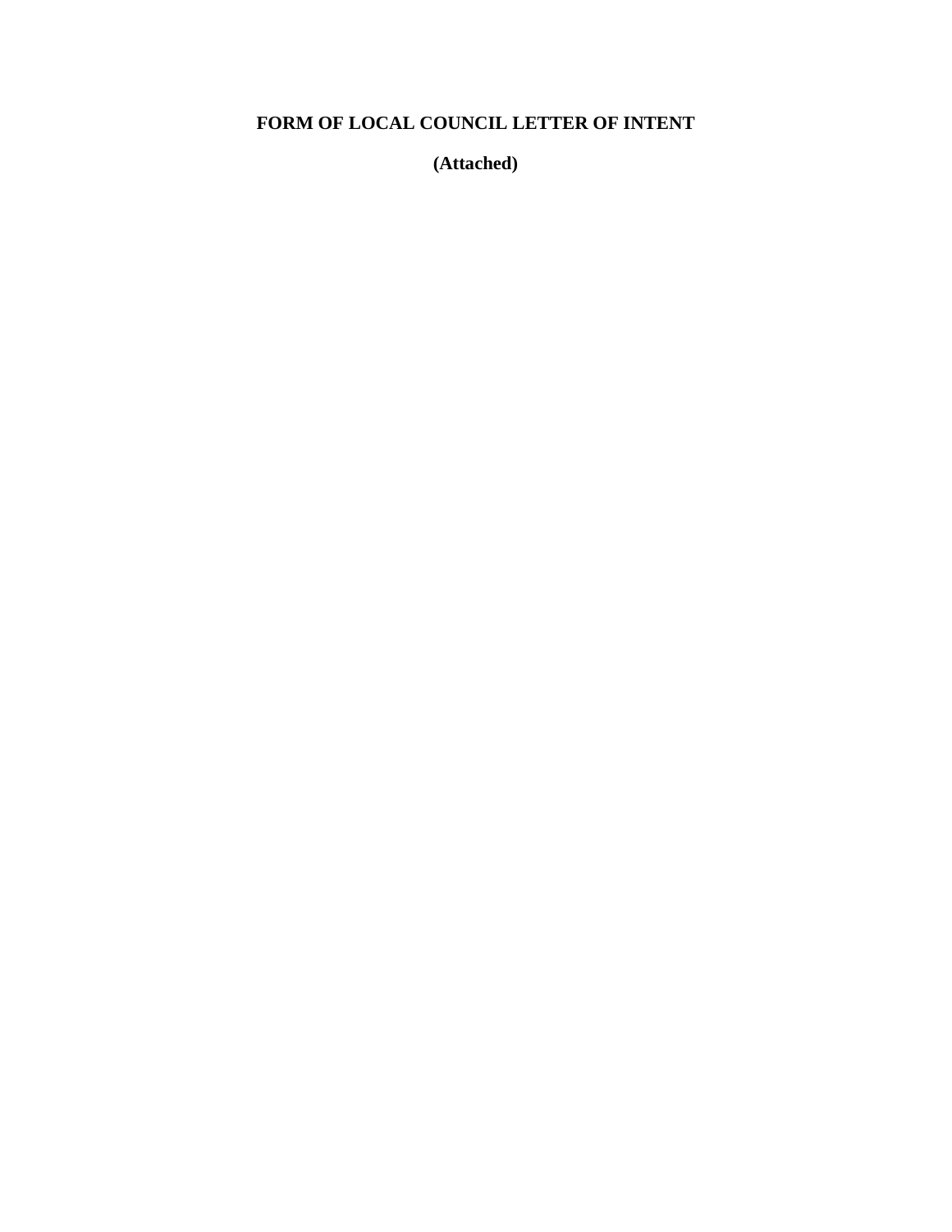**FORM OF LOCAL COUNCIL LETTER OF INTENT**

**(Attached)**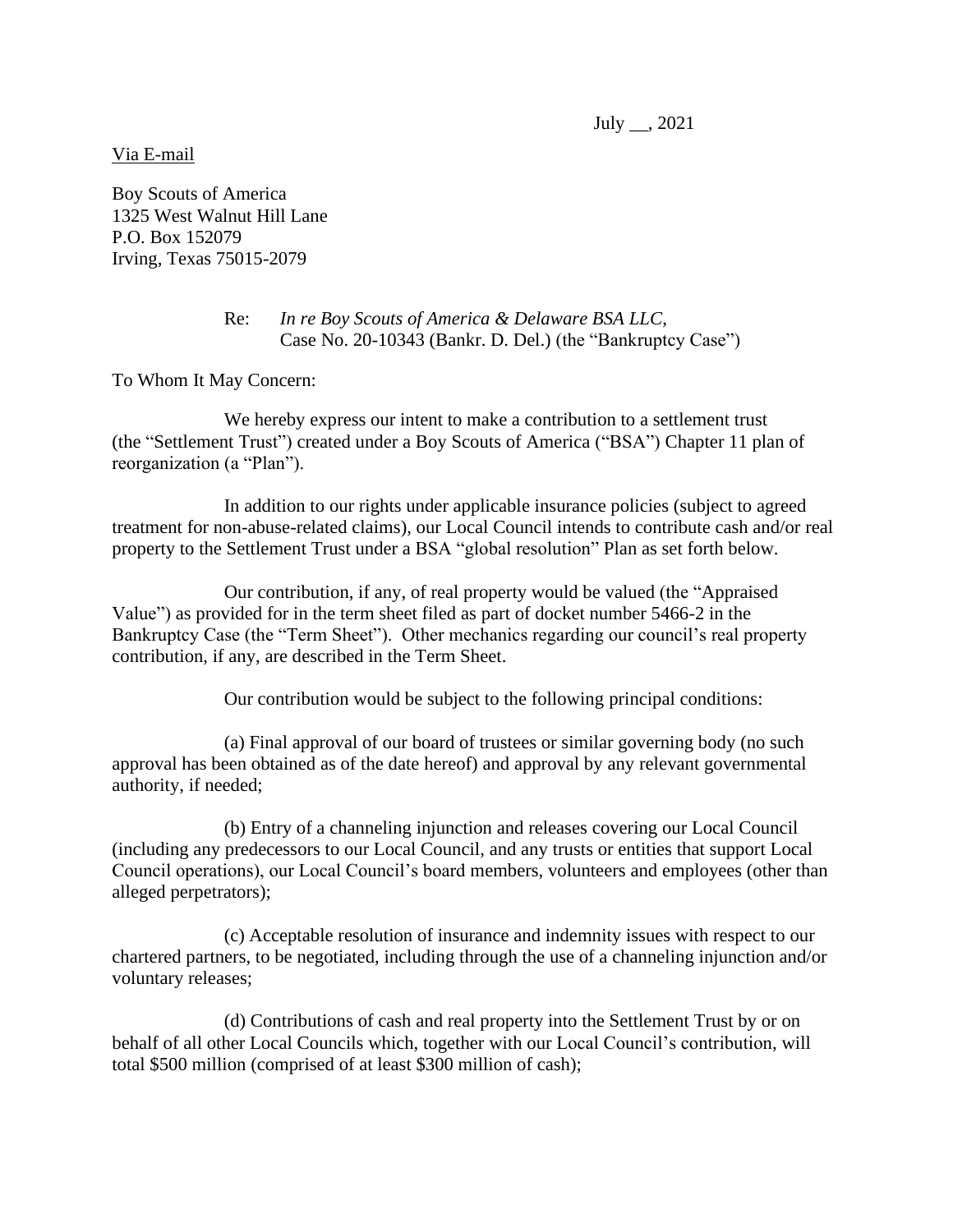July __, 2021

Via E-mail

Boy Scouts of America
1325 West Walnut Hill Lane
P.O. Box 152079
Irving, Texas 75015-2079

Re: *In re Boy Scouts of America & Delaware BSA LLC*,
Case No. 20-10343 (Bankr. D. Del.) (the "Bankruptcy Case")

To Whom It May Concern:

We hereby express our intent to make a contribution to a settlement trust (the "Settlement Trust") created under a Boy Scouts of America ("BSA") Chapter 11 plan of reorganization (a "Plan").

In addition to our rights under applicable insurance policies (subject to agreed treatment for non-abuse-related claims), our Local Council intends to contribute cash and/or real property to the Settlement Trust under a BSA "global resolution" Plan as set forth below.

Our contribution, if any, of real property would be valued (the "Appraised Value") as provided for in the term sheet filed as part of docket number 5466-2 in the Bankruptcy Case (the "Term Sheet"). Other mechanics regarding our council's real property contribution, if any, are described in the Term Sheet.

Our contribution would be subject to the following principal conditions:

(a) Final approval of our board of trustees or similar governing body (no such approval has been obtained as of the date hereof) and approval by any relevant governmental authority, if needed;

(b) Entry of a channeling injunction and releases covering our Local Council (including any predecessors to our Local Council, and any trusts or entities that support Local Council operations), our Local Council's board members, volunteers and employees (other than alleged perpetrators);

(c) Acceptable resolution of insurance and indemnity issues with respect to our chartered partners, to be negotiated, including through the use of a channeling injunction and/or voluntary releases;

(d) Contributions of cash and real property into the Settlement Trust by or on behalf of all other Local Councils which, together with our Local Council's contribution, will total \$500 million (comprised of at least \$300 million of cash);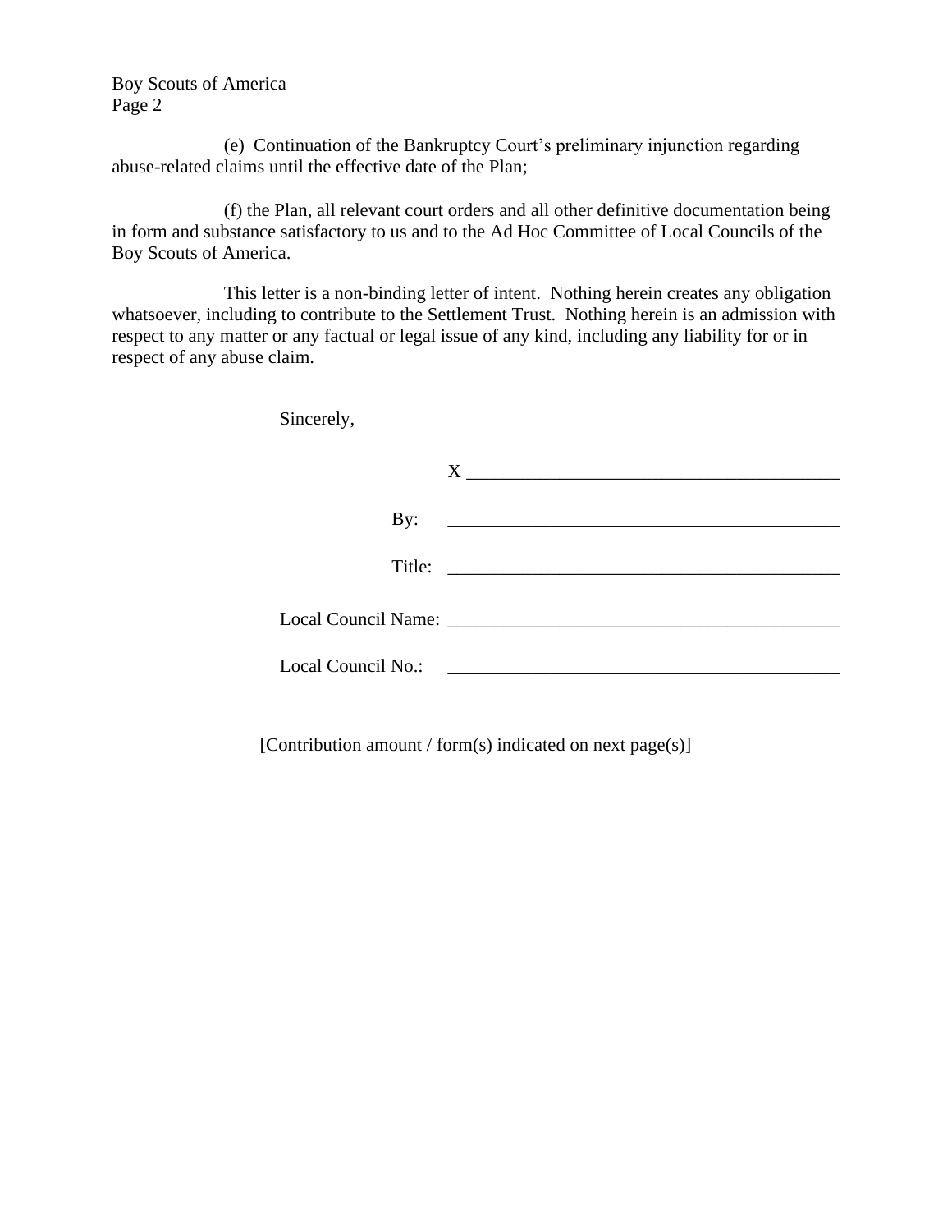(e) Continuation of the Bankruptcy Court's preliminary injunction regarding abuse-related claims until the effective date of the Plan;

(f) the Plan, all relevant court orders and all other definitive documentation being in form and substance satisfactory to us and to the Ad Hoc Committee of Local Councils of the Boy Scouts of America.

This letter is a non-binding letter of intent. Nothing herein creates any obligation whatsoever, including to contribute to the Settlement Trust. Nothing herein is an admission with respect to any matter or any factual or legal issue of any kind, including any liability for or in respect of any abuse claim.

Sincerely,

X ________________________________________

By: ________________________________________

Title: ________________________________________

Local Council Name: ________________________________________

Local Council No.: ________________________________________

[Contribution amount / form(s) indicated on next page(s)]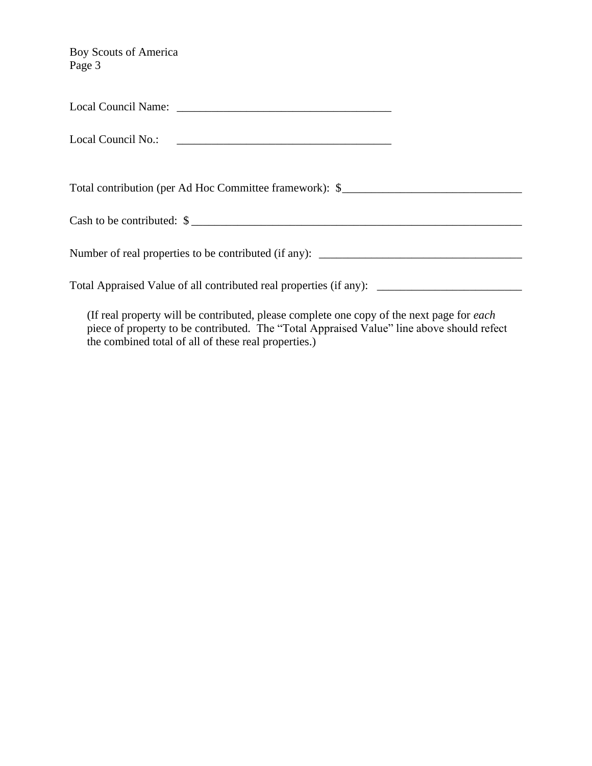Local Council Name: _____________________________________

Local Council No.: _____________________________________

Total contribution (per Ad Hoc Committee framework): $_____________________________

Cash to be contributed: $ ___________________________________________________________

Number of real properties to be contributed (if any): ________________________________

Total Appraised Value of all contributed real properties (if any): _______________________

(If real property will be contributed, please complete one copy of the next page for *each* piece of property to be contributed. The "Total Appraised Value" line above should refect the combined total of all of these real properties.)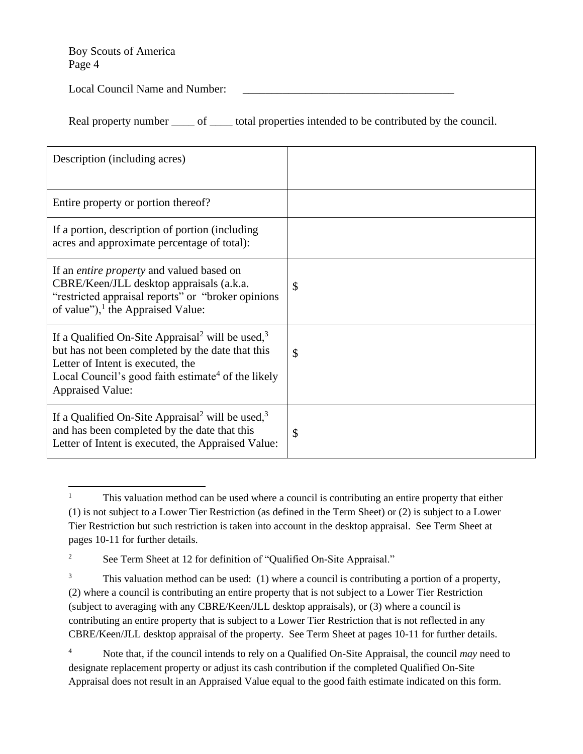Local Council Name and Number: \_\_\_\_\_\_\_\_\_\_\_\_\_\_\_\_\_\_\_\_\_\_\_\_\_\_\_\_\_\_\_\_\_\_\_\_\_\_\_

Real property number \_\_\_\_ of \_\_\_\_ total properties intended to be contributed by the council.

| | |
|---|---|
| Description (including acres) | |
| Entire property or portion thereof? | |
| If a portion, description of portion (including acres and approximate percentage of total): | |
| If an *entire property* and valued based on CBRE/Keen/JLL desktop appraisals (a.k.a. "restricted appraisal reports" or "broker opinions of value"),[1] the Appraised Value: | $ |
| If a Qualified On-Site Appraisal[2] will be used,[3] but has not been completed by the date that this Letter of Intent is executed, the Local Council's good faith estimate[4] of the likely Appraised Value: | $ |
| If a Qualified On-Site Appraisal[2] will be used,[3] and has been completed by the date that this Letter of Intent is executed, the Appraised Value: | $ |

[1] This valuation method can be used where a council is contributing an entire property that either (1) is not subject to a Lower Tier Restriction (as defined in the Term Sheet) or (2) is subject to a Lower Tier Restriction but such restriction is taken into account in the desktop appraisal. See Term Sheet at pages 10-11 for further details.

[2] See Term Sheet at 12 for definition of "Qualified On-Site Appraisal."

[3] This valuation method can be used: (1) where a council is contributing a portion of a property, (2) where a council is contributing an entire property that is not subject to a Lower Tier Restriction (subject to averaging with any CBRE/Keen/JLL desktop appraisals), or (3) where a council is contributing an entire property that is subject to a Lower Tier Restriction that is not reflected in any CBRE/Keen/JLL desktop appraisal of the property. See Term Sheet at pages 10-11 for further details.

[4] Note that, if the council intends to rely on a Qualified On-Site Appraisal, the council *may* need to designate replacement property or adjust its cash contribution if the completed Qualified On-Site Appraisal does not result in an Appraised Value equal to the good faith estimate indicated on this form.